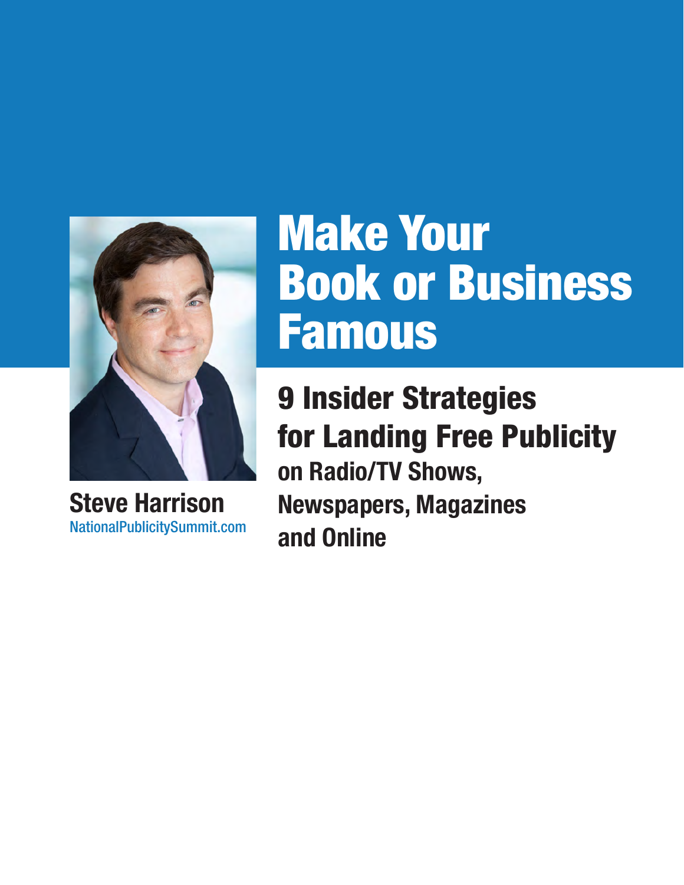# Make Your Book or Business Famous

## 9 Insider Strategies for Landing Free Publicity

### on Radio/TV Shows, Newspapers, Magazines and Online

**Steve Harrison**

NationalPublicitySummit.com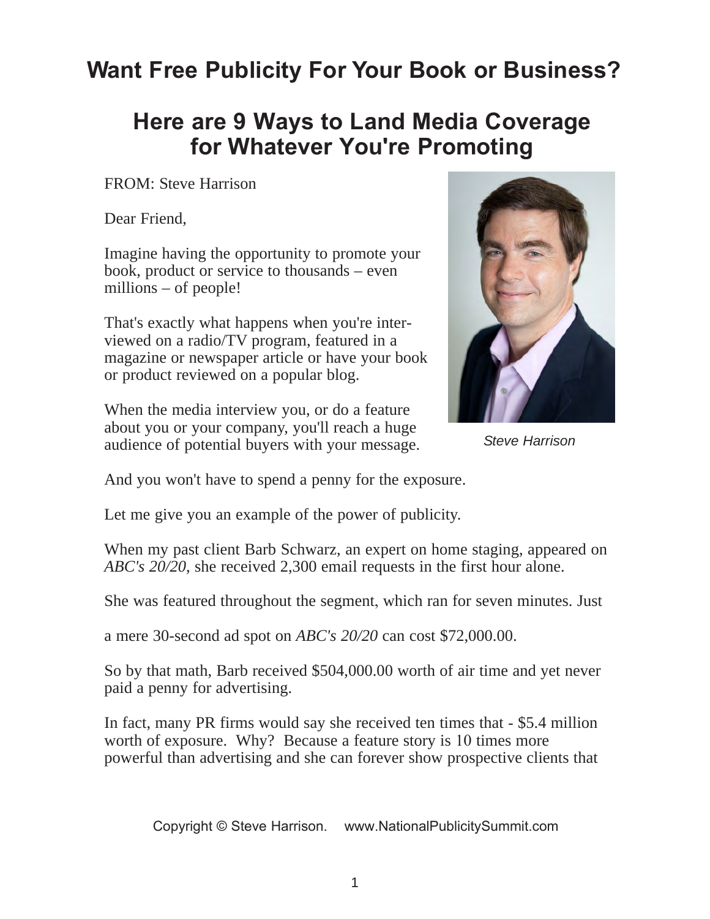# Want Free Publicity For Your Book or Business?

## Here are 9 Ways to Land Media Coverage for Whatever You're Promoting

FROM: Steve Harrison

Dear Friend,

Imagine having the opportunity to promote your book, product or service to thousands – even millions – of people!

That's exactly what happens when you're interviewed on a radio/TV program, featured in a magazine or newspaper article or have your book or product reviewed on a popular blog.

When the media interview you, or do a feature about you or your company, you'll reach a huge audience of potential buyers with your message.

Steve Harrison

And you won't have to spend a penny for the exposure.

Let me give you an example of the power of publicity.

When my past client Barb Schwarz, an expert on home staging, appeared on *ABC's 20/20*, she received 2,300 email requests in the first hour alone.

She was featured throughout the segment, which ran for seven minutes. Just a mere 30-second ad spot on *ABC's 20/20* can cost $72,000.00.

So by that math, Barb received $504,000.00 worth of air time and yet never paid a penny for advertising.

In fact, many PR firms would say she received ten times that - $5.4 million worth of exposure. Why? Because a feature story is 10 times more powerful than advertising and she can forever show prospective clients that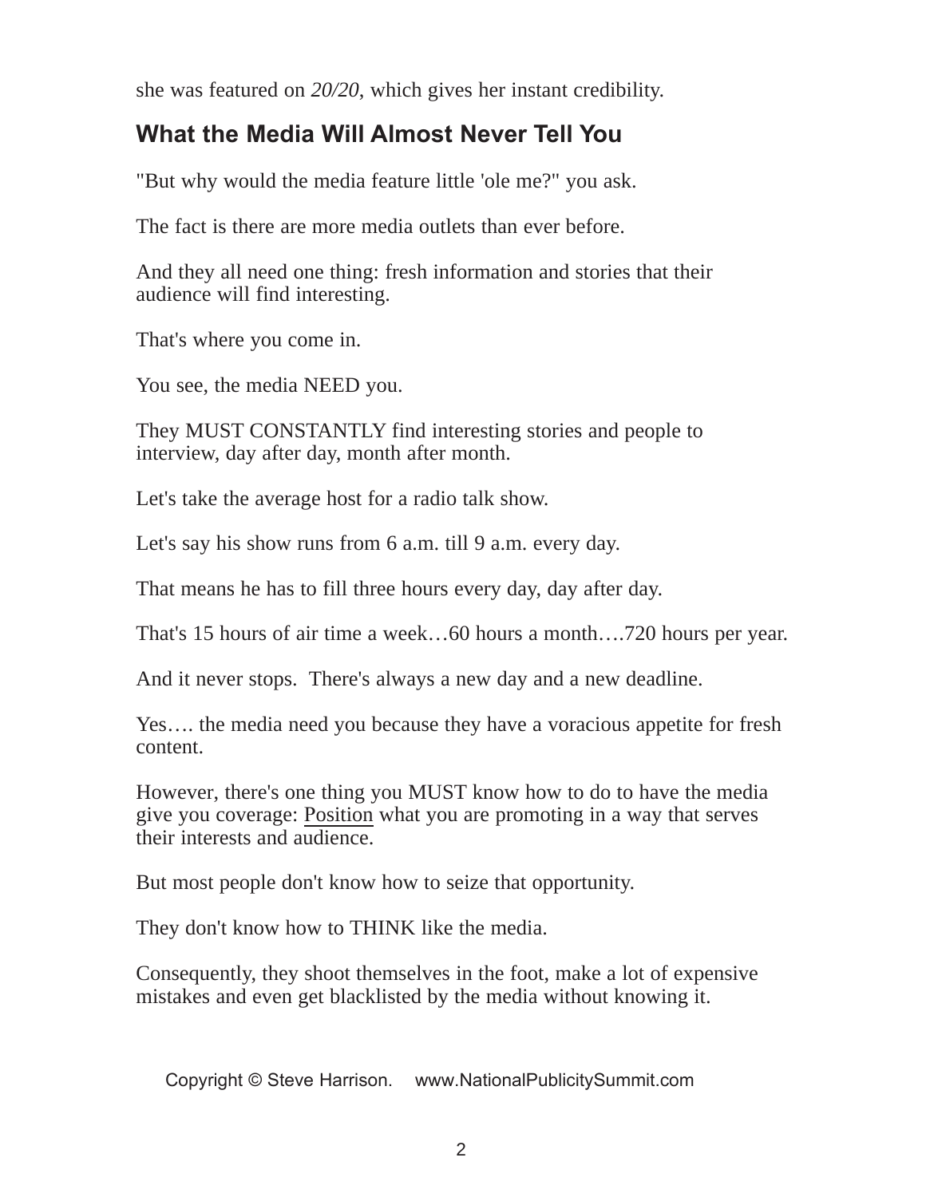she was featured on *20/20*, which gives her instant credibility.

## What the Media Will Almost Never Tell You

"But why would the media feature little 'ole me?" you ask.

The fact is there are more media outlets than ever before.

And they all need one thing: fresh information and stories that their audience will find interesting.

That's where you come in.

You see, the media NEED you.

They MUST CONSTANTLY find interesting stories and people to interview, day after day, month after month.

Let's take the average host for a radio talk show.

Let's say his show runs from 6 a.m. till 9 a.m. every day.

That means he has to fill three hours every day, day after day.

That's 15 hours of air time a week…60 hours a month….720 hours per year.

And it never stops. There's always a new day and a new deadline.

Yes…. the media need you because they have a voracious appetite for fresh content.

However, there's one thing you MUST know how to do to have the media give you coverage: <u>Position</u> what you are promoting in a way that serves their interests and audience.

But most people don't know how to seize that opportunity.

They don't know how to THINK like the media.

Consequently, they shoot themselves in the foot, make a lot of expensive mistakes and even get blacklisted by the media without knowing it.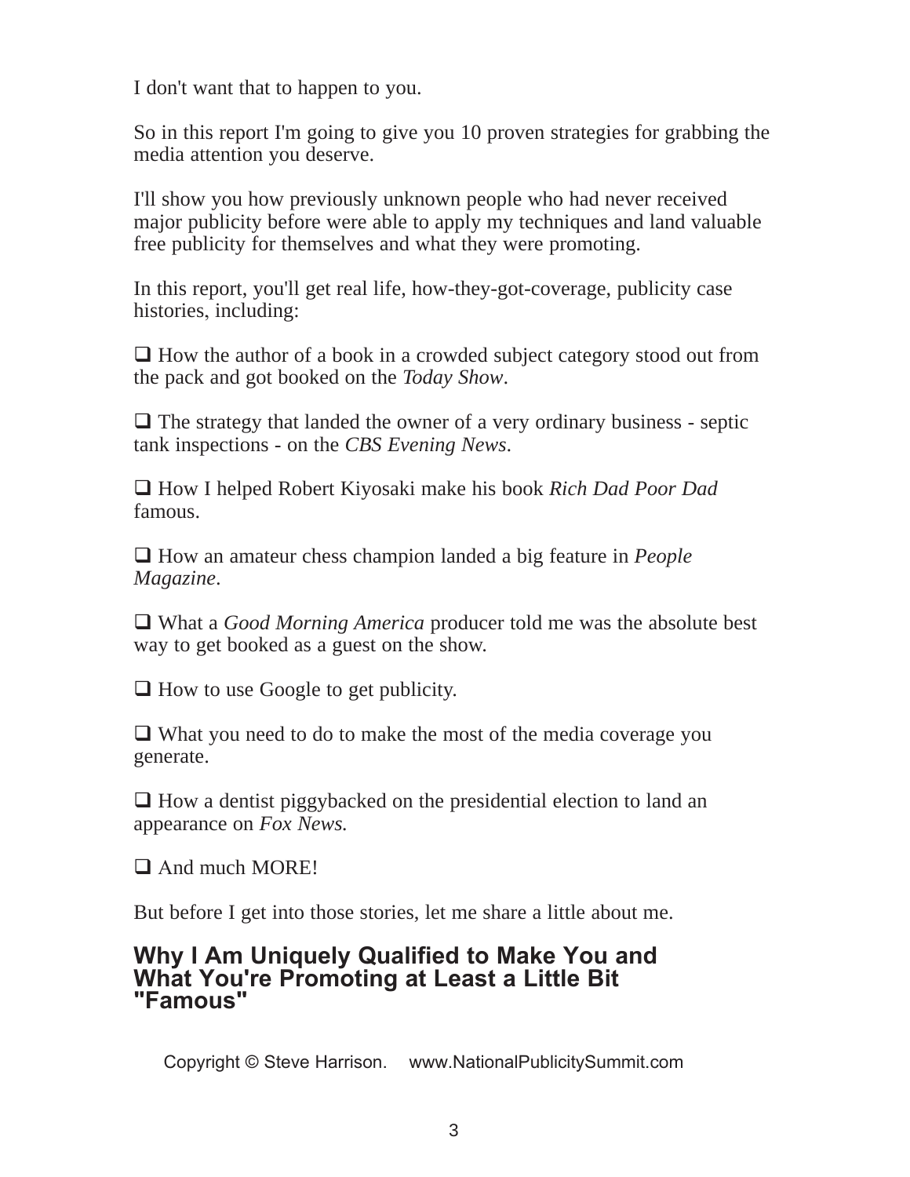I don't want that to happen to you.

So in this report I'm going to give you 10 proven strategies for grabbing the media attention you deserve.

I'll show you how previously unknown people who had never received major publicity before were able to apply my techniques and land valuable free publicity for themselves and what they were promoting.

In this report, you'll get real life, how-they-got-coverage, publicity case histories, including:

- How the author of a book in a crowded subject category stood out from the pack and got booked on the *Today Show*.

- The strategy that landed the owner of a very ordinary business - septic tank inspections - on the *CBS Evening News*.

- How I helped Robert Kiyosaki make his book *Rich Dad Poor Dad* famous.

- How an amateur chess champion landed a big feature in *People Magazine*.

- What a *Good Morning America* producer told me was the absolute best way to get booked as a guest on the show.

- How to use Google to get publicity.

- What you need to do to make the most of the media coverage you generate.

- How a dentist piggybacked on the presidential election to land an appearance on *Fox News.*

- And much MORE!

But before I get into those stories, let me share a little about me.

## Why I Am Uniquely Qualified to Make You and What You're Promoting at Least a Little Bit "Famous"

Copyright © Steve Harrison. www.NationalPublicitySummit.com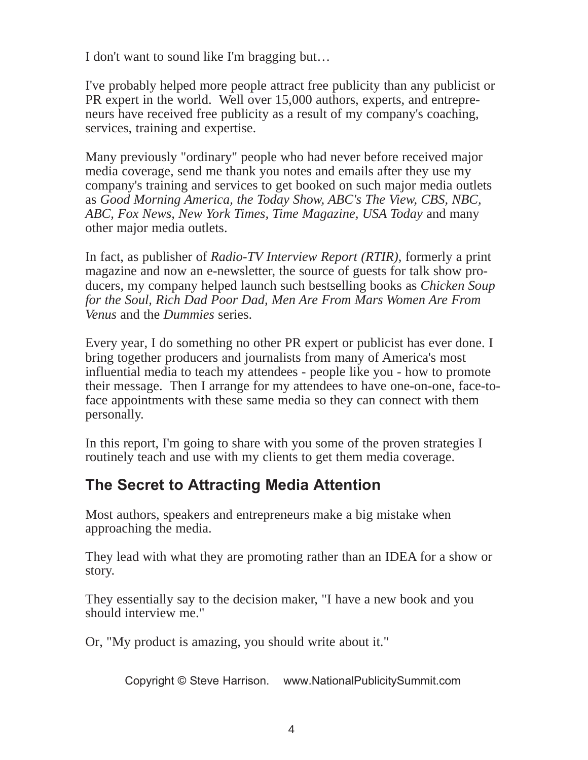I don't want to sound like I'm bragging but…

I've probably helped more people attract free publicity than any publicist or PR expert in the world. Well over 15,000 authors, experts, and entrepreneurs have received free publicity as a result of my company's coaching, services, training and expertise.

Many previously "ordinary" people who had never before received major media coverage, send me thank you notes and emails after they use my company's training and services to get booked on such major media outlets as *Good Morning America, the Today Show, ABC's The View, CBS, NBC, ABC, Fox News, New York Times, Time Magazine, USA Today* and many other major media outlets.

In fact, as publisher of *Radio-TV Interview Report (RTIR)*, formerly a print magazine and now an e-newsletter, the source of guests for talk show producers, my company helped launch such bestselling books as *Chicken Soup for the Soul, Rich Dad Poor Dad, Men Are From Mars Women Are From Venus* and the *Dummies* series.

Every year, I do something no other PR expert or publicist has ever done. I bring together producers and journalists from many of America's most influential media to teach my attendees - people like you - how to promote their message. Then I arrange for my attendees to have one-on-one, face-to-face appointments with these same media so they can connect with them personally.

In this report, I'm going to share with you some of the proven strategies I routinely teach and use with my clients to get them media coverage.

## The Secret to Attracting Media Attention

Most authors, speakers and entrepreneurs make a big mistake when approaching the media.

They lead with what they are promoting rather than an IDEA for a show or story.

They essentially say to the decision maker, "I have a new book and you should interview me."

Or, "My product is amazing, you should write about it."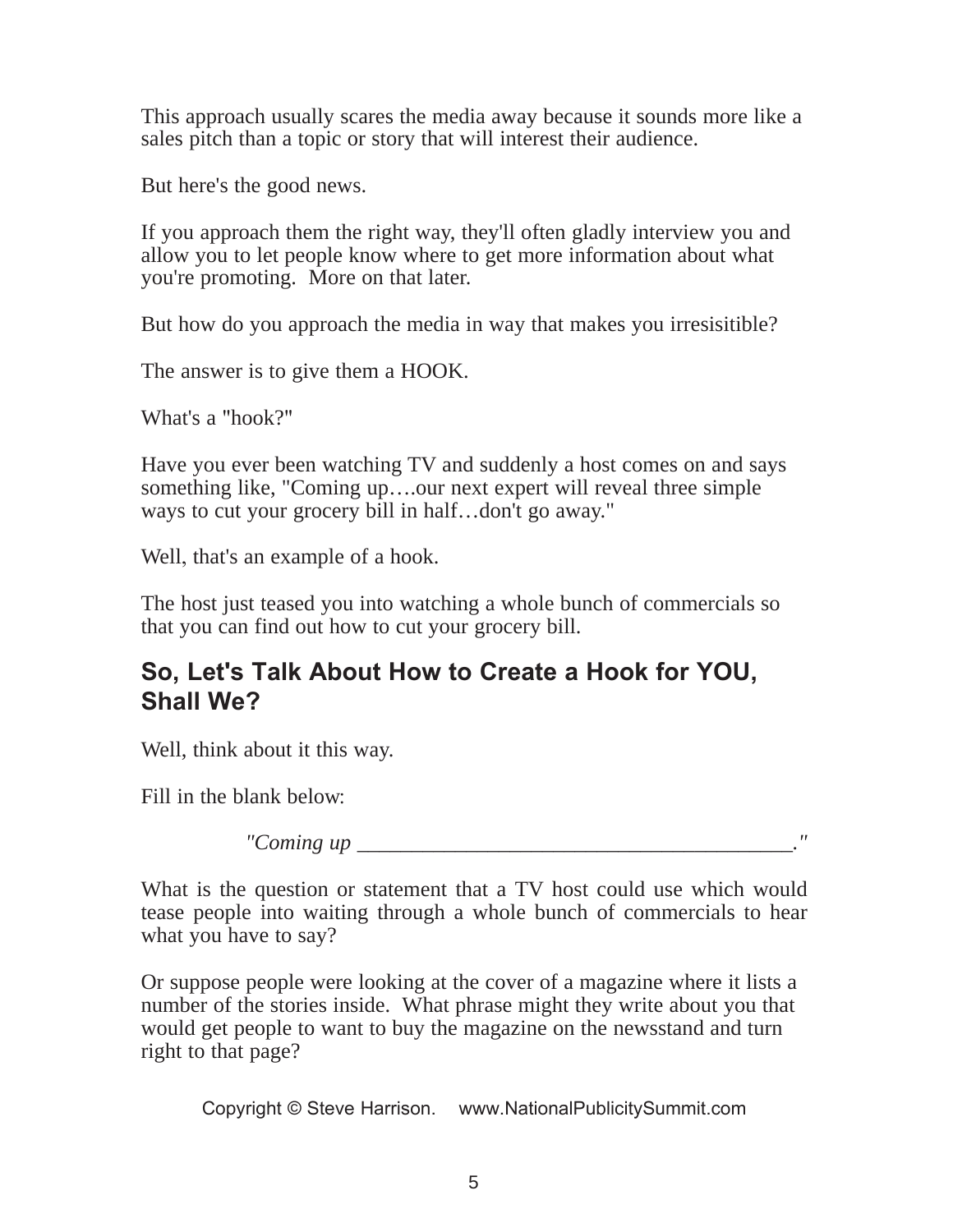This approach usually scares the media away because it sounds more like a sales pitch than a topic or story that will interest their audience.

But here's the good news.

If you approach them the right way, they'll often gladly interview you and allow you to let people know where to get more information about what you're promoting.  More on that later.

But how do you approach the media in way that makes you irresisitible?

The answer is to give them a HOOK.

What's a "hook?"

Have you ever been watching TV and suddenly a host comes on and says something like, "Coming up….our next expert will reveal three simple ways to cut your grocery bill in half…don't go away."

Well, that's an example of a hook.

The host just teased you into watching a whole bunch of commercials so that you can find out how to cut your grocery bill.

## So, Let's Talk About How to Create a Hook for YOU, Shall We?

Well, think about it this way.

Fill in the blank below:

*"Coming up ________________________________________."*

What is the question or statement that a TV host could use which would tease people into waiting through a whole bunch of commercials to hear what you have to say?

Or suppose people were looking at the cover of a magazine where it lists a number of the stories inside.  What phrase might they write about you that would get people to want to buy the magazine on the newsstand and turn right to that page?

Copyright © Steve Harrison.     www.NationalPublicitySummit.com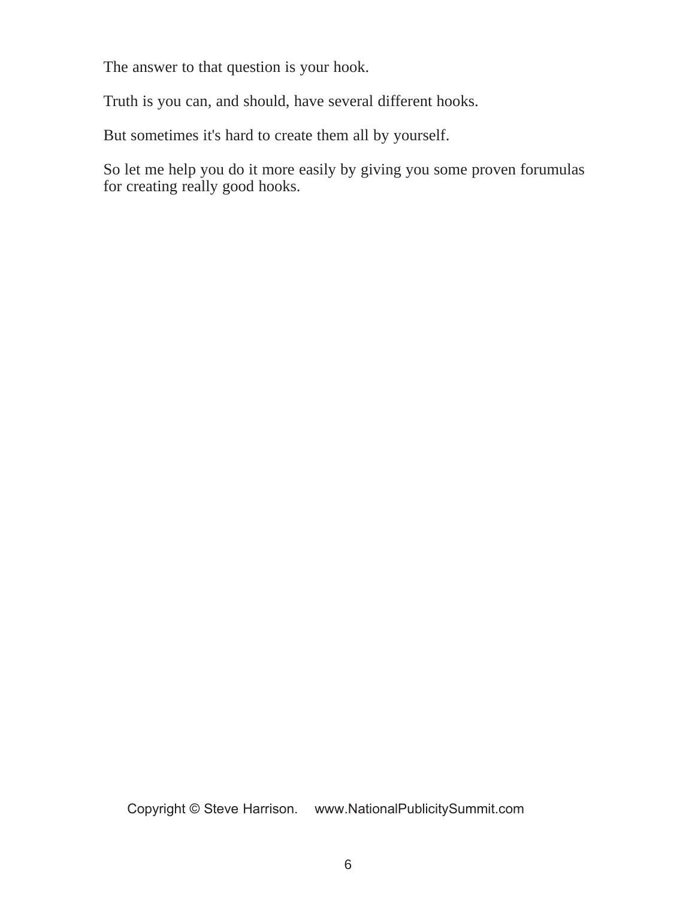The answer to that question is your hook.

Truth is you can, and should, have several different hooks.

But sometimes it's hard to create them all by yourself.

So let me help you do it more easily by giving you some proven forumulas for creating really good hooks.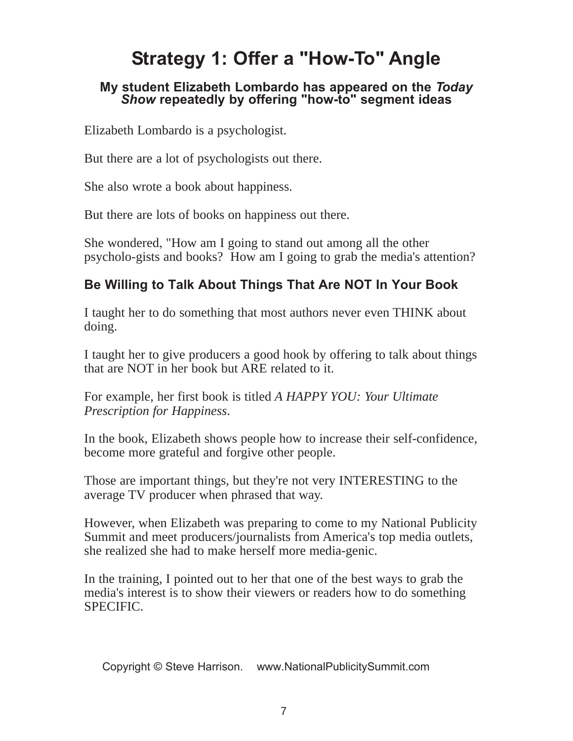# Strategy 1: Offer a "How-To" Angle

### My student Elizabeth Lombardo has appeared on the *Today Show* repeatedly by offering "how-to" segment ideas

Elizabeth Lombardo is a psychologist.

But there are a lot of psychologists out there.

She also wrote a book about happiness.

But there are lots of books on happiness out there.

She wondered, "How am I going to stand out among all the other psycholo-gists and books? How am I going to grab the media's attention?

### Be Willing to Talk About Things That Are NOT In Your Book

I taught her to do something that most authors never even THINK about doing.

I taught her to give producers a good hook by offering to talk about things that are NOT in her book but ARE related to it.

For example, her first book is titled *A HAPPY YOU: Your Ultimate Prescription for Happiness*.

In the book, Elizabeth shows people how to increase their self-confidence, become more grateful and forgive other people.

Those are important things, but they're not very INTERESTING to the average TV producer when phrased that way.

However, when Elizabeth was preparing to come to my National Publicity Summit and meet producers/journalists from America's top media outlets, she realized she had to make herself more media-genic.

In the training, I pointed out to her that one of the best ways to grab the media's interest is to show their viewers or readers how to do something SPECIFIC.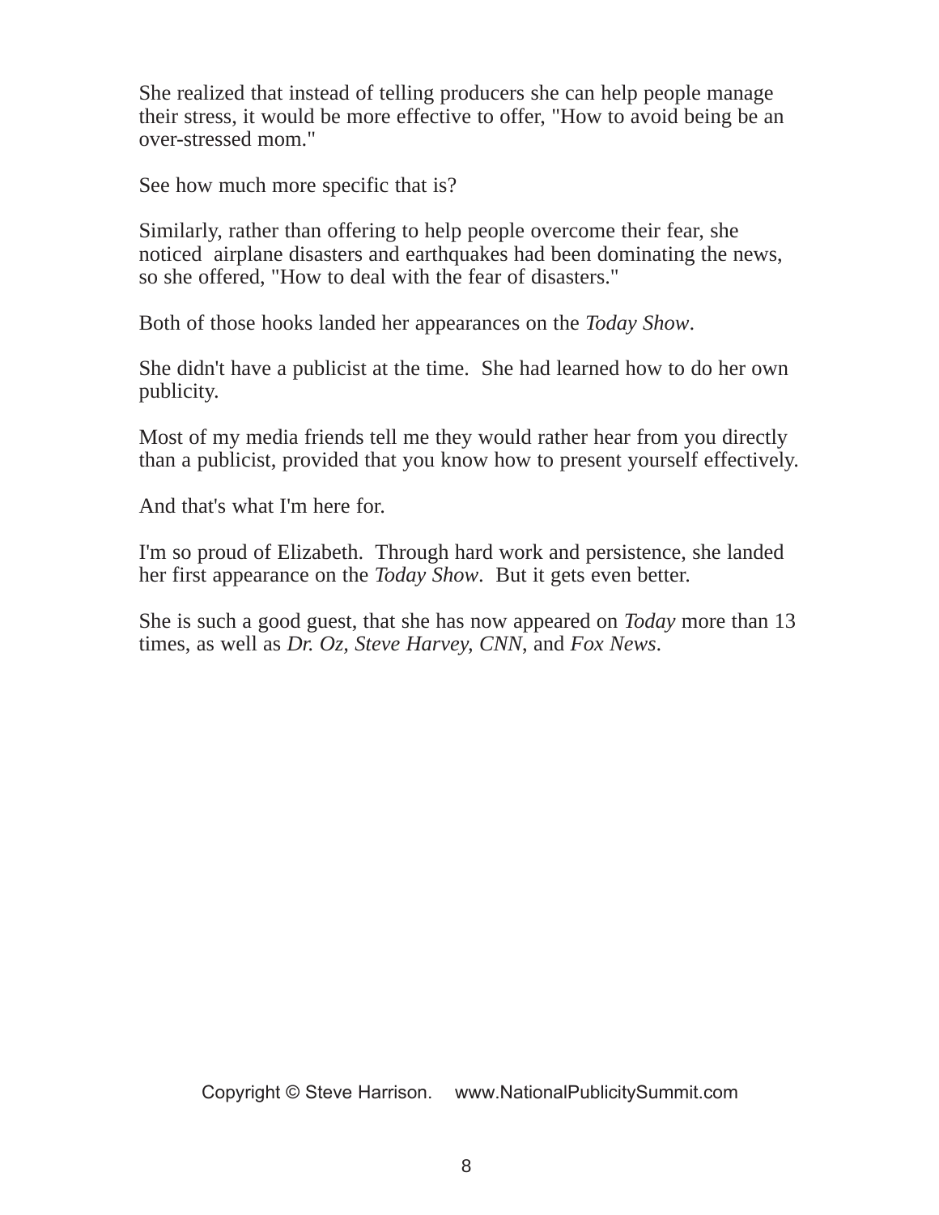She realized that instead of telling producers she can help people manage their stress, it would be more effective to offer, "How to avoid being be an over-stressed mom."

See how much more specific that is?

Similarly, rather than offering to help people overcome their fear, she noticed airplane disasters and earthquakes had been dominating the news, so she offered, "How to deal with the fear of disasters."

Both of those hooks landed her appearances on the *Today Show*.

She didn't have a publicist at the time. She had learned how to do her own publicity.

Most of my media friends tell me they would rather hear from you directly than a publicist, provided that you know how to present yourself effectively.

And that's what I'm here for.

I'm so proud of Elizabeth. Through hard work and persistence, she landed her first appearance on the *Today Show*. But it gets even better.

She is such a good guest, that she has now appeared on *Today* more than 13 times, as well as *Dr. Oz, Steve Harvey, CNN*, and *Fox News*.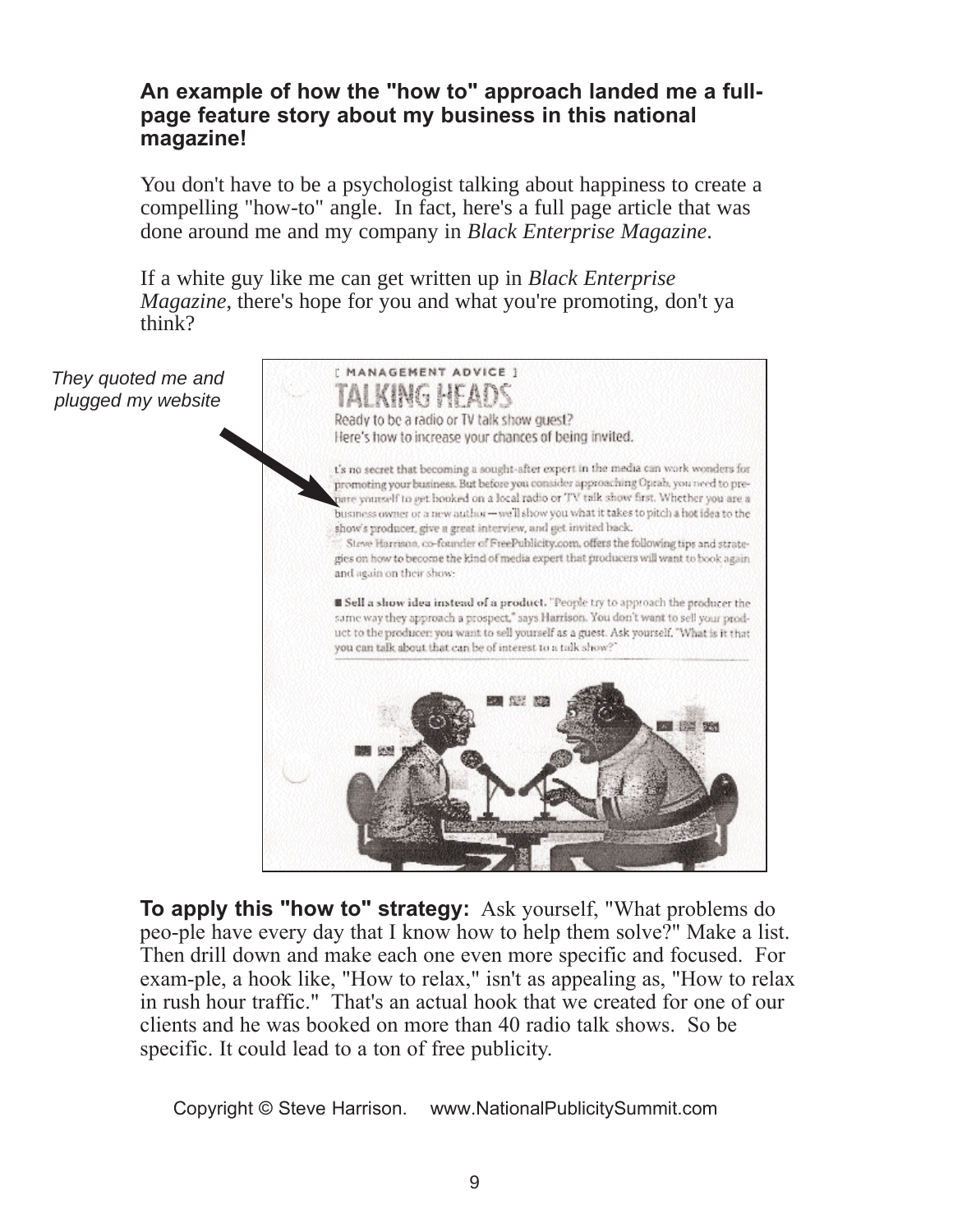### An example of how the "how to" approach landed me a full-page feature story about my business in this national magazine!

You don't have to be a psychologist talking about happiness to create a compelling "how-to" angle. In fact, here's a full page article that was done around me and my company in *Black Enterprise Magazine*.

If a white guy like me can get written up in *Black Enterprise Magazine*, there's hope for you and what you're promoting, don't ya think?

*They quoted me and plugged my website*

[ MANAGEMENT ADVICE ]

TALKING HEADS

Ready to be a radio or TV talk show guest? Here's how to increase your chances of being invited.

It's no secret that becoming a sought-after expert in the media can work wonders for promoting your business. But before you consider approaching Oprah, you need to prepare yourself to get booked on a local radio or TV talk show first. Whether you are a business owner or a new author—we'll show you what it takes to pitch a hot idea to the show's producer, give a great interview, and get invited back.

Steve Harrison, co-founder of FreePublicity.com, offers the following tips and strategies on how to become the kind of media expert that producers will want to book again and again on their show:

■ **Sell a show idea instead of a product.** "People try to approach the producer the same way they approach a prospect," says Harrison. You don't want to sell your product to the producer; you want to sell yourself as a guest. Ask yourself, "What is it that you can talk about that can be of interest to a talk show?"

**To apply this "how to" strategy:** Ask yourself, "What problems do peo-ple have every day that I know how to help them solve?" Make a list. Then drill down and make each one even more specific and focused. For exam-ple, a hook like, "How to relax," isn't as appealing as, "How to relax in rush hour traffic." That's an actual hook that we created for one of our clients and he was booked on more than 40 radio talk shows. So be specific. It could lead to a ton of free publicity.

Copyright © Steve Harrison. www.NationalPublicitySummit.com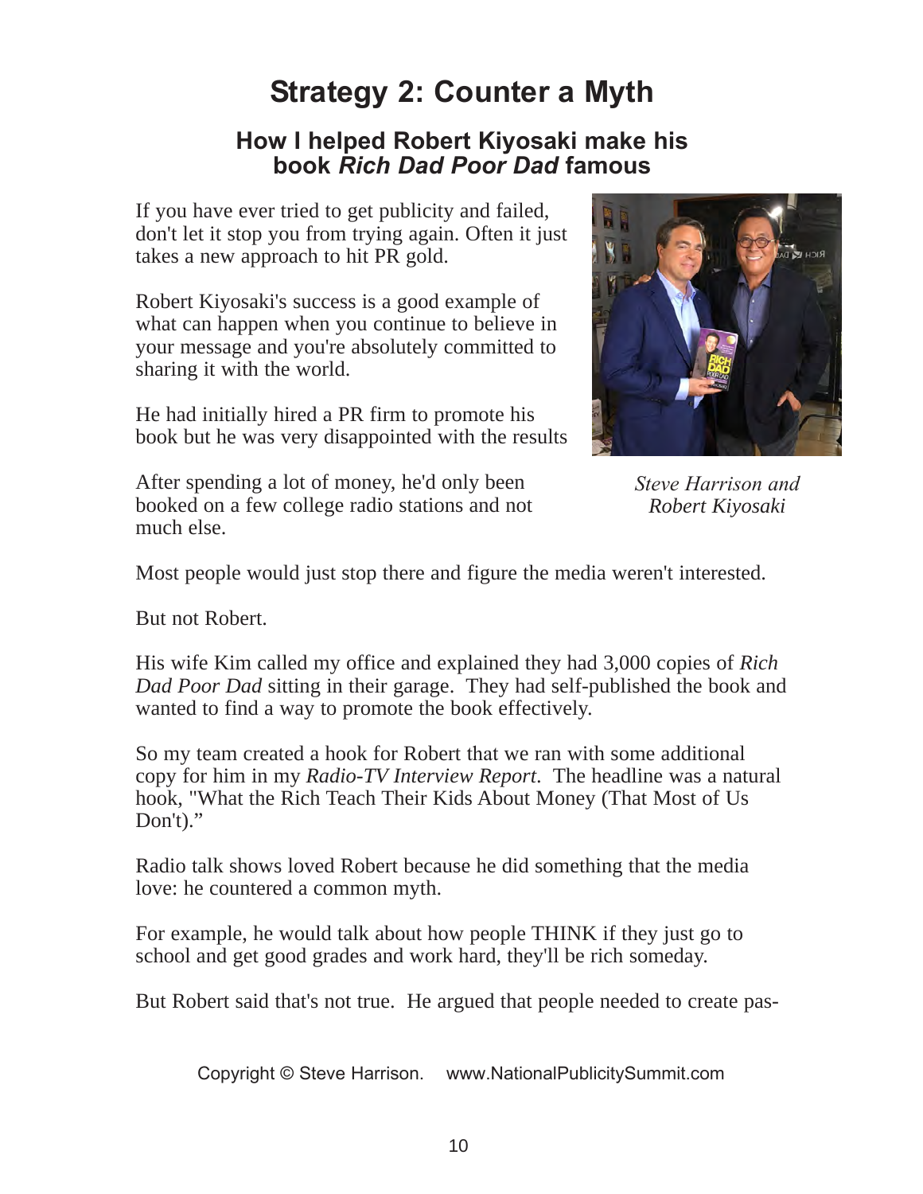# Strategy 2: Counter a Myth

## How I helped Robert Kiyosaki make his book *Rich Dad Poor Dad* famous

If you have ever tried to get publicity and failed, don't let it stop you from trying again. Often it just takes a new approach to hit PR gold.

Robert Kiyosaki's success is a good example of what can happen when you continue to believe in your message and you're absolutely committed to sharing it with the world.

He had initially hired a PR firm to promote his book but he was very disappointed with the results

After spending a lot of money, he'd only been booked on a few college radio stations and not much else.

*Steve Harrison and Robert Kiyosaki*

Most people would just stop there and figure the media weren't interested.

But not Robert.

His wife Kim called my office and explained they had 3,000 copies of *Rich Dad Poor Dad* sitting in their garage. They had self-published the book and wanted to find a way to promote the book effectively.

So my team created a hook for Robert that we ran with some additional copy for him in my *Radio-TV Interview Report*. The headline was a natural hook, "What the Rich Teach Their Kids About Money (That Most of Us Don't)."

Radio talk shows loved Robert because he did something that the media love: he countered a common myth.

For example, he would talk about how people THINK if they just go to school and get good grades and work hard, they'll be rich someday.

But Robert said that's not true. He argued that people needed to create pas-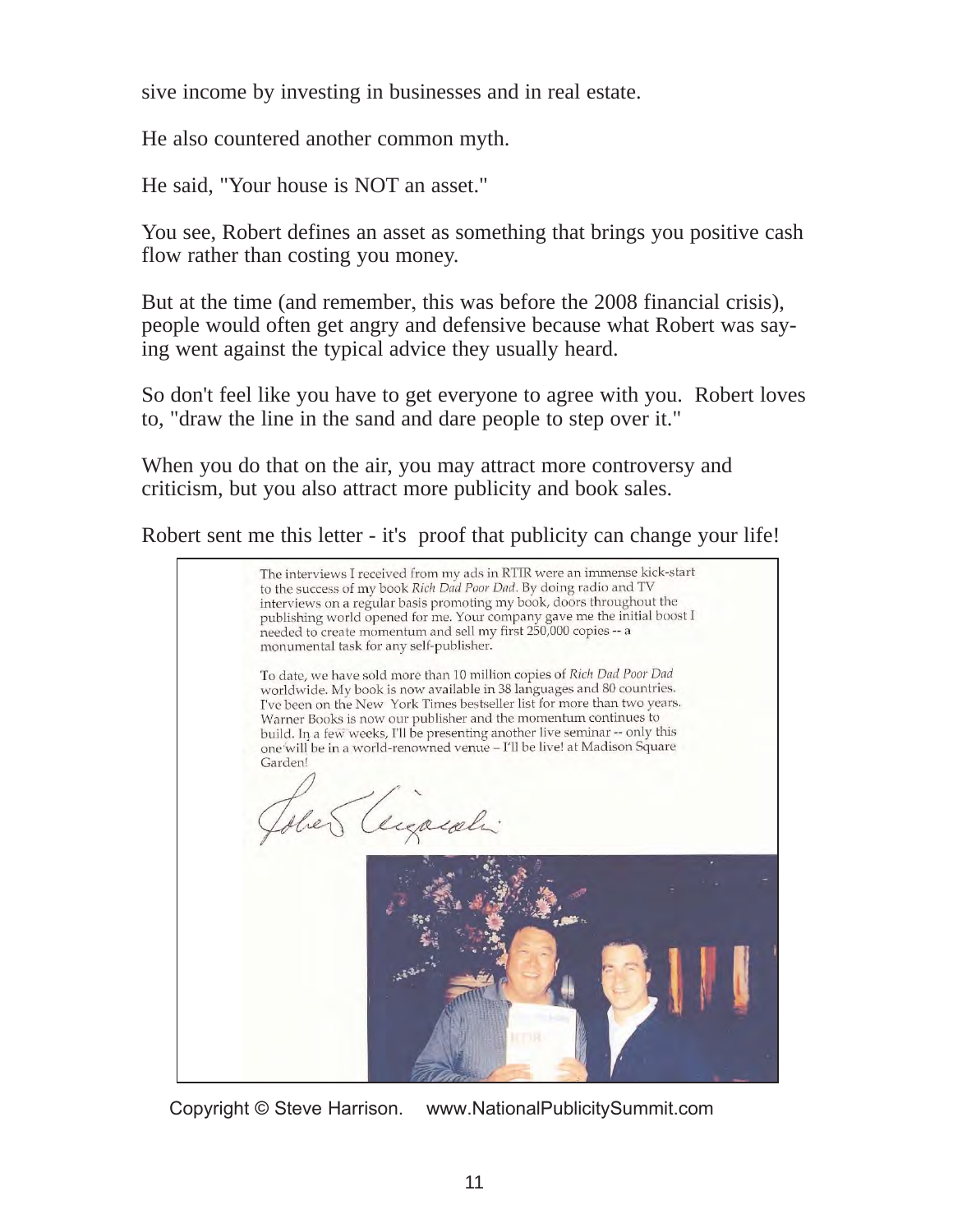sive income by investing in businesses and in real estate.

He also countered another common myth.

He said, "Your house is NOT an asset."

You see, Robert defines an asset as something that brings you positive cash flow rather than costing you money.

But at the time (and remember, this was before the 2008 financial crisis), people would often get angry and defensive because what Robert was saying went against the typical advice they usually heard.

So don't feel like you have to get everyone to agree with you. Robert loves to, "draw the line in the sand and dare people to step over it."

When you do that on the air, you may attract more controversy and criticism, but you also attract more publicity and book sales.

Robert sent me this letter - it's proof that publicity can change your life!

> The interviews I received from my ads in RTIR were an immense kick-start to the success of my book *Rich Dad Poor Dad*. By doing radio and TV interviews on a regular basis promoting my book, doors throughout the publishing world opened for me. Your company gave me the initial boost I needed to create momentum and sell my first 250,000 copies -- a monumental task for any self-publisher.
>
> To date, we have sold more than 10 million copies of *Rich Dad Poor Dad* worldwide. My book is now available in 38 languages and 80 countries. I've been on the New York Times bestseller list for more than two years. Warner Books is now our publisher and the momentum continues to build. In a few weeks, I'll be presenting another live seminar -- only this one will be in a world-renowned venue – I'll be live! at Madison Square Garden!
>
> Robert Kiyosaki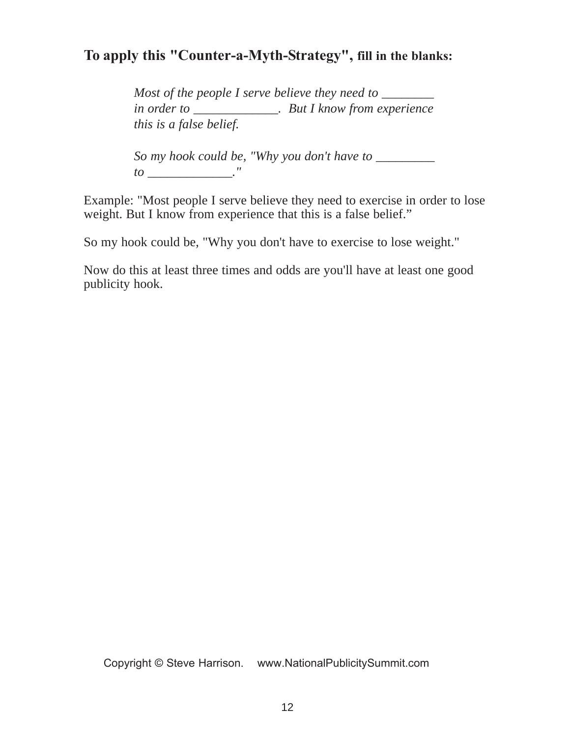**To apply this "Counter-a-Myth-Strategy", fill in the blanks:**

> *Most of the people I serve believe they need to ________ in order to _____________. But I know from experience this is a false belief.*
>
> *So my hook could be, "Why you don't have to _________ to _____________."*

Example: "Most people I serve believe they need to exercise in order to lose weight. But I know from experience that this is a false belief."

So my hook could be, "Why you don't have to exercise to lose weight."

Now do this at least three times and odds are you'll have at least one good publicity hook.

Copyright © Steve Harrison. www.NationalPublicitySummit.com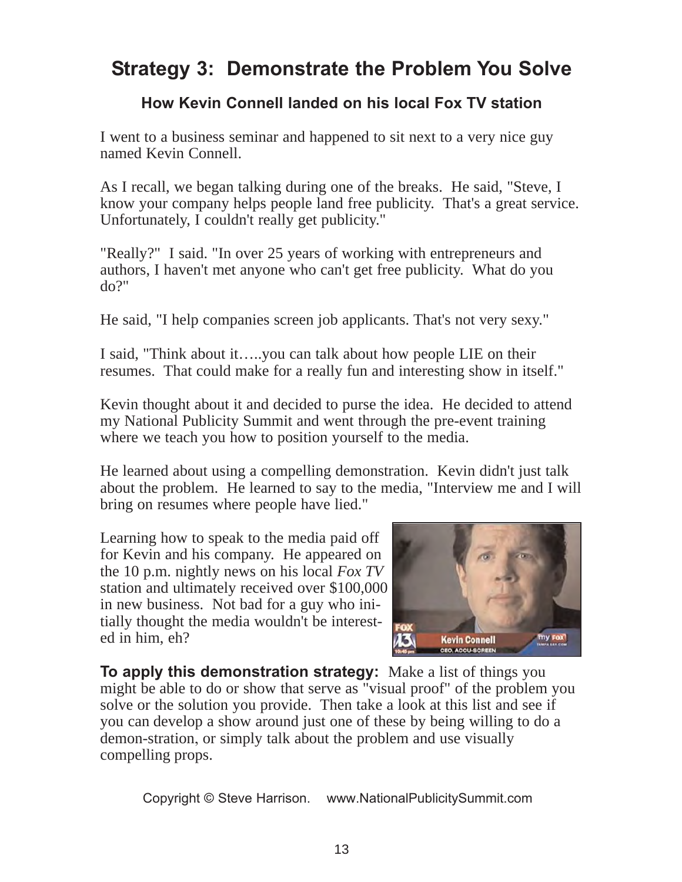## Strategy 3: Demonstrate the Problem You Solve

### How Kevin Connell landed on his local Fox TV station

I went to a business seminar and happened to sit next to a very nice guy named Kevin Connell.

As I recall, we began talking during one of the breaks. He said, "Steve, I know your company helps people land free publicity. That's a great service. Unfortunately, I couldn't really get publicity."

"Really?" I said. "In over 25 years of working with entrepreneurs and authors, I haven't met anyone who can't get free publicity. What do you do?"

He said, "I help companies screen job applicants. That's not very sexy."

I said, "Think about it…..you can talk about how people LIE on their resumes. That could make for a really fun and interesting show in itself."

Kevin thought about it and decided to purse the idea. He decided to attend my National Publicity Summit and went through the pre-event training where we teach you how to position yourself to the media.

He learned about using a compelling demonstration. Kevin didn't just talk about the problem. He learned to say to the media, "Interview me and I will bring on resumes where people have lied."

Learning how to speak to the media paid off for Kevin and his company. He appeared on the 10 p.m. nightly news on his local *Fox TV* station and ultimately received over $100,000 in new business. Not bad for a guy who initially thought the media wouldn't be interested in him, eh?

**To apply this demonstration strategy:** Make a list of things you might be able to do or show that serve as "visual proof" of the problem you solve or the solution you provide. Then take a look at this list and see if you can develop a show around just one of these by being willing to do a demon-stration, or simply talk about the problem and use visually compelling props.

Copyright © Steve Harrison. www.NationalPublicitySummit.com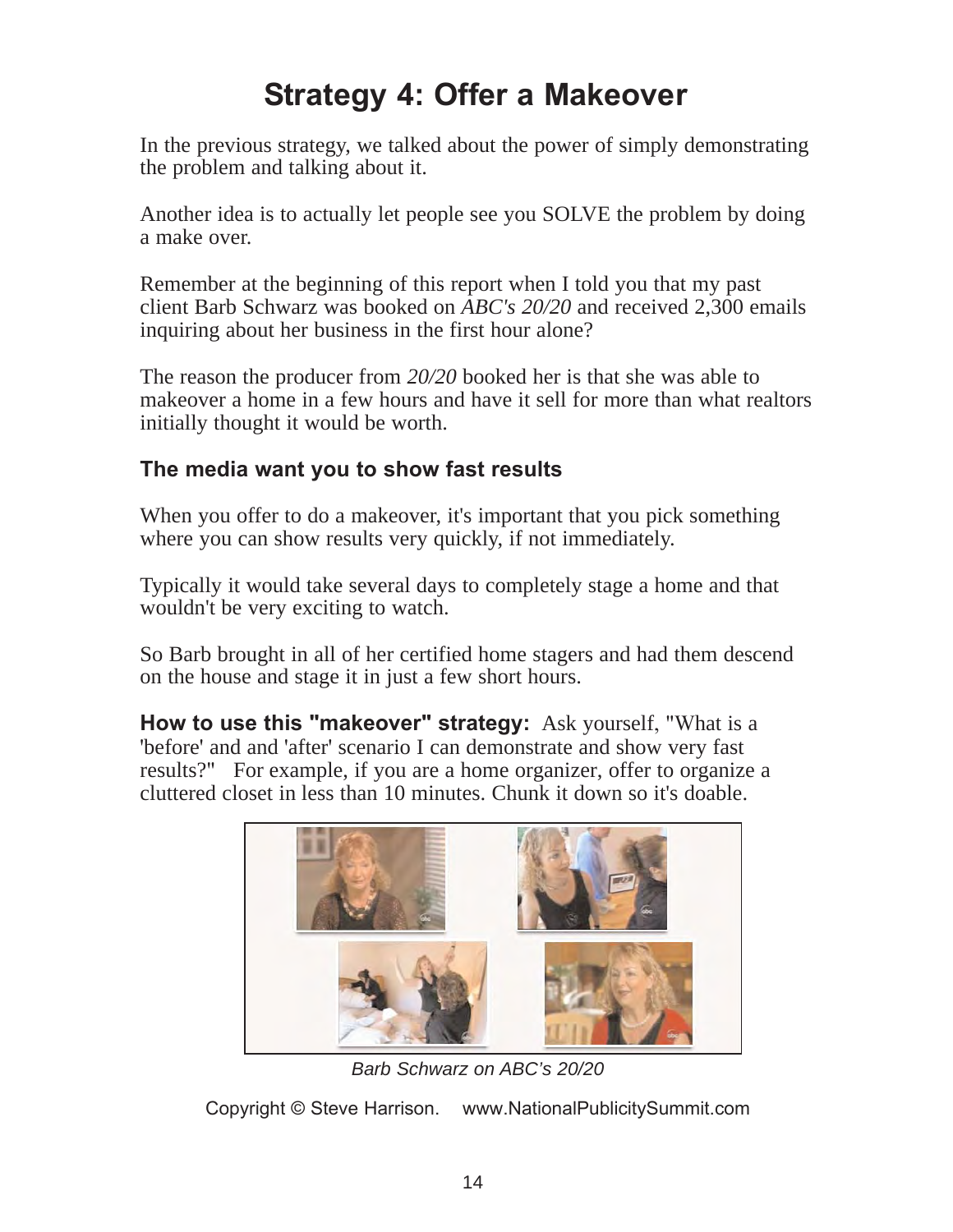# Strategy 4: Offer a Makeover

In the previous strategy, we talked about the power of simply demonstrating the problem and talking about it.

Another idea is to actually let people see you SOLVE the problem by doing a make over.

Remember at the beginning of this report when I told you that my past client Barb Schwarz was booked on *ABC's 20/20* and received 2,300 emails inquiring about her business in the first hour alone?

The reason the producer from *20/20* booked her is that she was able to makeover a home in a few hours and have it sell for more than what realtors initially thought it would be worth.

### The media want you to show fast results

When you offer to do a makeover, it's important that you pick something where you can show results very quickly, if not immediately.

Typically it would take several days to completely stage a home and that wouldn't be very exciting to watch.

So Barb brought in all of her certified home stagers and had them descend on the house and stage it in just a few short hours.

**How to use this "makeover" strategy:** Ask yourself, "What is a 'before' and and 'after' scenario I can demonstrate and show very fast results?" For example, if you are a home organizer, offer to organize a cluttered closet in less than 10 minutes. Chunk it down so it's doable.

*Barb Schwarz on ABC's 20/20*

Copyright © Steve Harrison. www.NationalPublicitySummit.com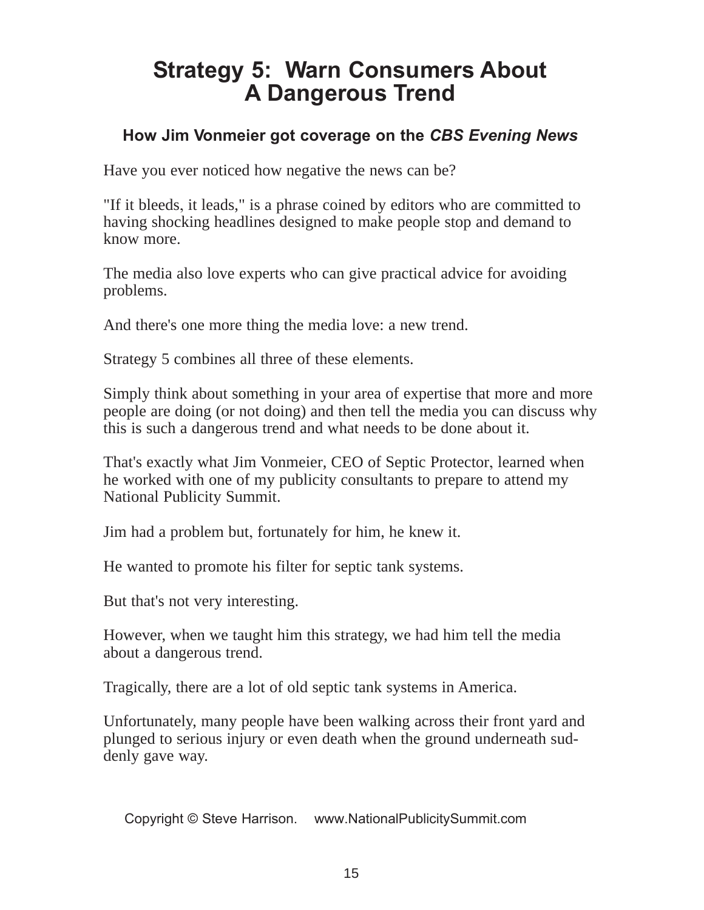# Strategy 5: Warn Consumers About A Dangerous Trend

### How Jim Vonmeier got coverage on the *CBS Evening News*

Have you ever noticed how negative the news can be?

"If it bleeds, it leads," is a phrase coined by editors who are committed to having shocking headlines designed to make people stop and demand to know more.

The media also love experts who can give practical advice for avoiding problems.

And there's one more thing the media love: a new trend.

Strategy 5 combines all three of these elements.

Simply think about something in your area of expertise that more and more people are doing (or not doing) and then tell the media you can discuss why this is such a dangerous trend and what needs to be done about it.

That's exactly what Jim Vonmeier, CEO of Septic Protector, learned when he worked with one of my publicity consultants to prepare to attend my National Publicity Summit.

Jim had a problem but, fortunately for him, he knew it.

He wanted to promote his filter for septic tank systems.

But that's not very interesting.

However, when we taught him this strategy, we had him tell the media about a dangerous trend.

Tragically, there are a lot of old septic tank systems in America.

Unfortunately, many people have been walking across their front yard and plunged to serious injury or even death when the ground underneath suddenly gave way.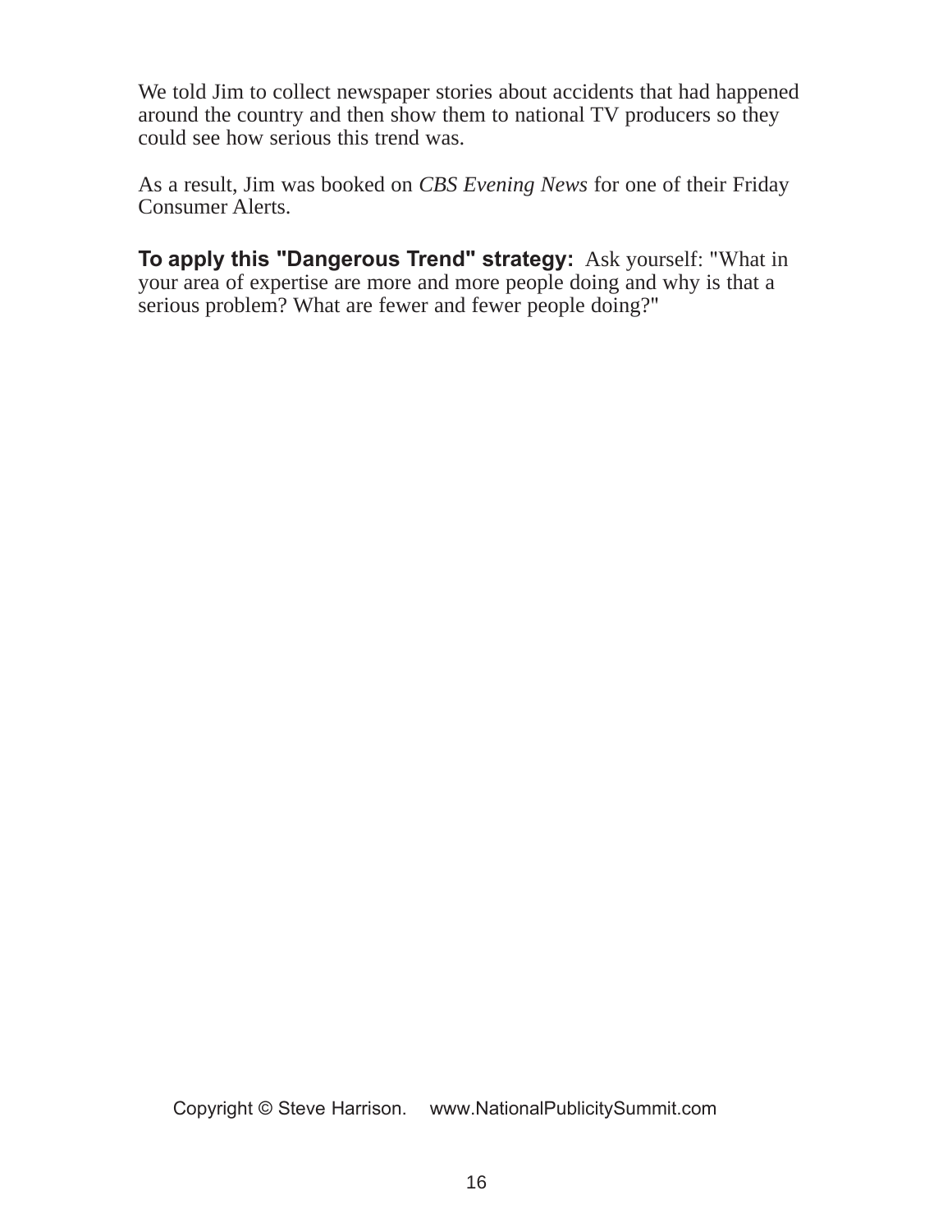We told Jim to collect newspaper stories about accidents that had happened around the country and then show them to national TV producers so they could see how serious this trend was.

As a result, Jim was booked on *CBS Evening News* for one of their Friday Consumer Alerts.

**To apply this "Dangerous Trend" strategy:** Ask yourself: "What in your area of expertise are more and more people doing and why is that a serious problem? What are fewer and fewer people doing?"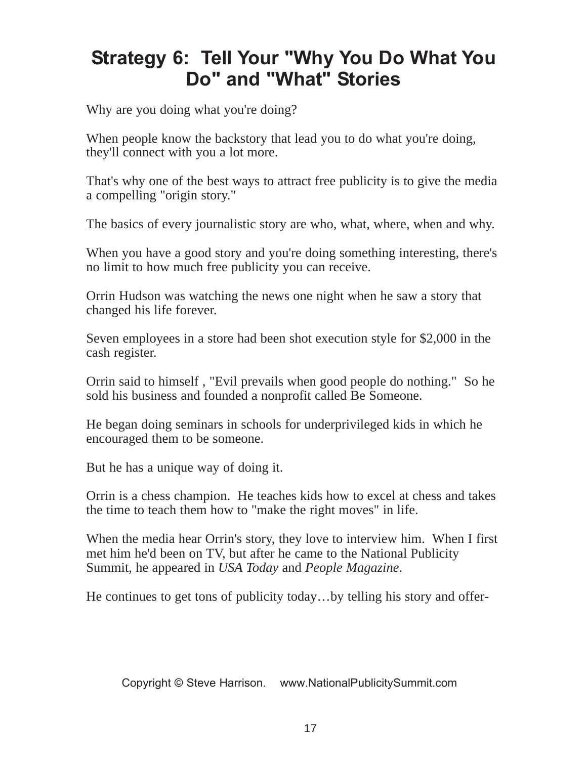# Strategy 6: Tell Your "Why You Do What You Do" and "What" Stories

Why are you doing what you're doing?

When people know the backstory that lead you to do what you're doing, they'll connect with you a lot more.

That's why one of the best ways to attract free publicity is to give the media a compelling "origin story."

The basics of every journalistic story are who, what, where, when and why.

When you have a good story and you're doing something interesting, there's no limit to how much free publicity you can receive.

Orrin Hudson was watching the news one night when he saw a story that changed his life forever.

Seven employees in a store had been shot execution style for $2,000 in the cash register.

Orrin said to himself , "Evil prevails when good people do nothing." So he sold his business and founded a nonprofit called Be Someone.

He began doing seminars in schools for underprivileged kids in which he encouraged them to be someone.

But he has a unique way of doing it.

Orrin is a chess champion. He teaches kids how to excel at chess and takes the time to teach them how to "make the right moves" in life.

When the media hear Orrin's story, they love to interview him. When I first met him he'd been on TV, but after he came to the National Publicity Summit, he appeared in *USA Today* and *People Magazine*.

He continues to get tons of publicity today…by telling his story and offer-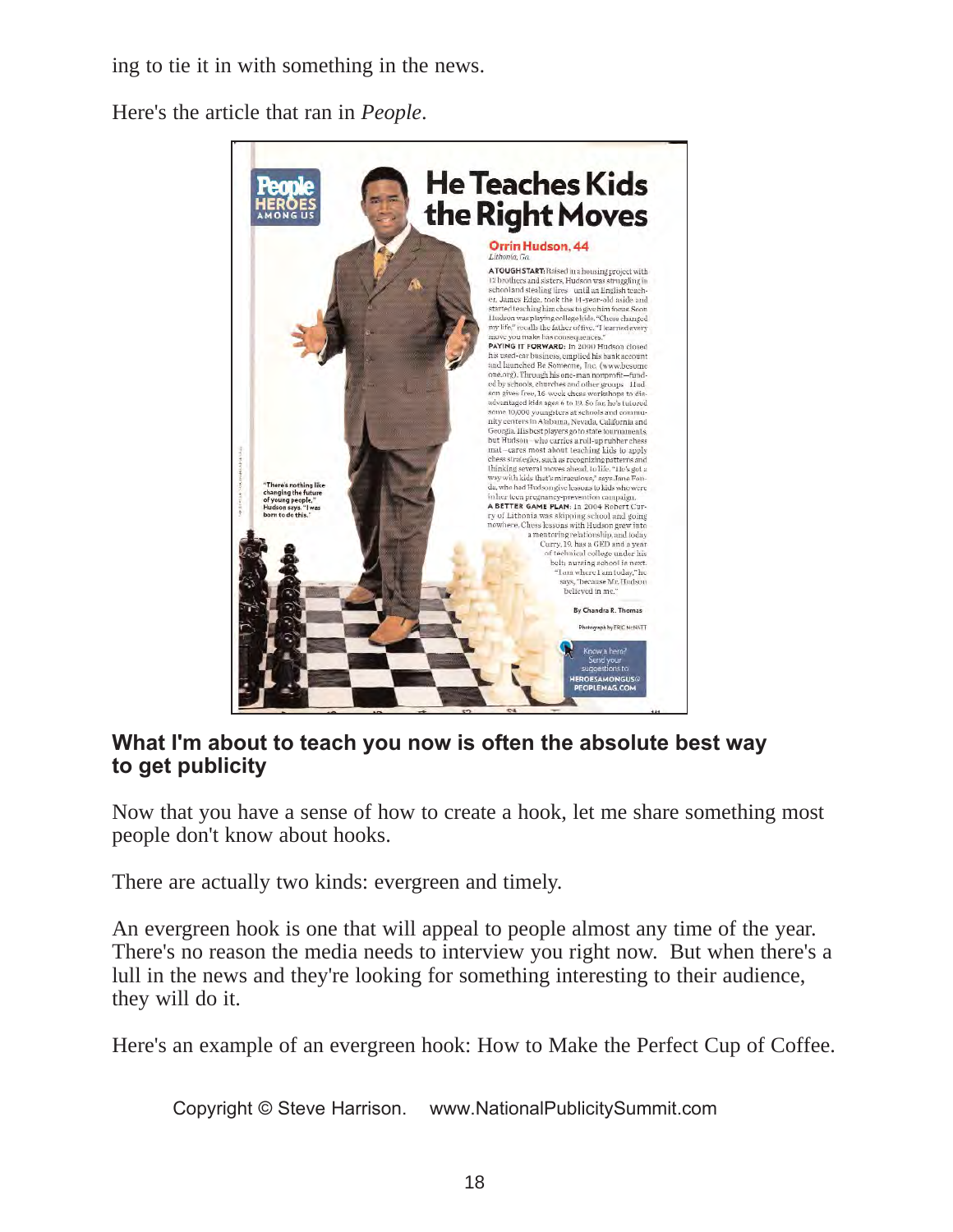ing to tie it in with something in the news.

Here's the article that ran in *People*.

People HEROES AMONG US

# He Teaches Kids the Right Moves

**Orrin Hudson, 44**
*Lithonia, Ga.*

**A TOUGH START:** Raised in a housing project with 12 brothers and sisters, Hudson was struggling in school and stealing tires until an English teacher, James Edge, took the 11-year-old aside and started teaching him chess to give him focus. Soon Hudson was playing college kids. "Chess changed my life," recalls the father of five. "I learned every move you make has consequences."

**PAYING IT FORWARD:** In 2000 Hudson closed his used-car business, emptied his bank account and launched Be Someone, Inc. (www.besomeone.org). Through his one-man nonprofit—funded by schools, churches and other groups—Hudson gives free, 16-week chess workshops to disadvantaged kids ages 6 to 19. So far he's tutored some 10,000 youngsters at schools and community centers in Alabama, Nevada, California and Georgia. His best players go to state tournaments, but Hudson—who carries a roll-up rubber chess mat—cares most about teaching kids to apply chess strategies, such as recognizing patterns and thinking several moves ahead, to life. "He's got a way with kids that's miraculous," says Jane Fonda, who had Hudson give lessons to kids who were in her teen pregnancy-prevention campaign.

**A BETTER GAME PLAN:** In 2004 Robert Curry of Lithonia was skipping school and going nowhere. Chess lessons with Hudson grew into a mentoring relationship, and today Curry, 19, has a GED and a year of technical college under his belt; nursing school is next. "I am where I am today," he says, "because Mr. Hudson believed in me."

"There's nothing like changing the future of young people," Hudson says. "I was born to do this."

By Chandra R. Thomas

Photograph by ERIC McNATT

Know a hero? Send your suggestions to HEROESAMONGUS@PEOPLEMAG.COM

**What I'm about to teach you now is often the absolute best way to get publicity**

Now that you have a sense of how to create a hook, let me share something most people don't know about hooks.

There are actually two kinds: evergreen and timely.

An evergreen hook is one that will appeal to people almost any time of the year. There's no reason the media needs to interview you right now. But when there's a lull in the news and they're looking for something interesting to their audience, they will do it.

Here's an example of an evergreen hook: How to Make the Perfect Cup of Coffee.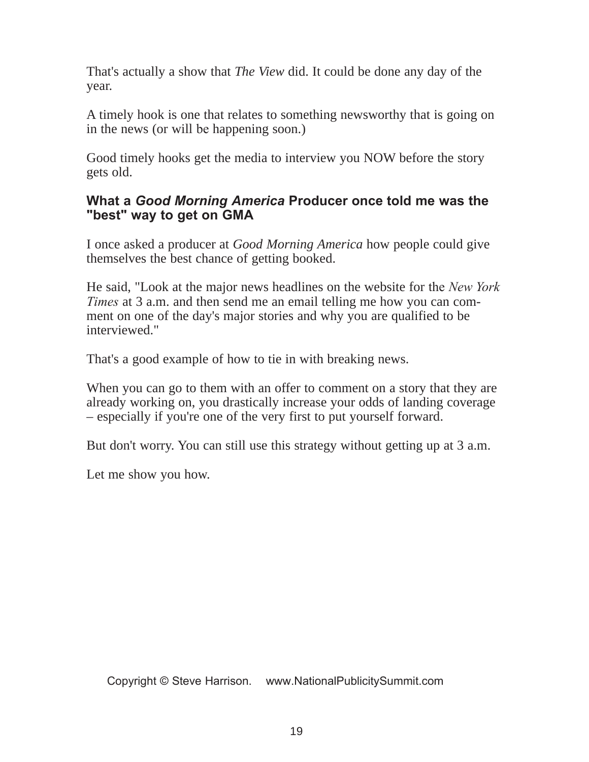That's actually a show that *The View* did. It could be done any day of the year.

A timely hook is one that relates to something newsworthy that is going on in the news (or will be happening soon.)

Good timely hooks get the media to interview you NOW before the story gets old.

### What a *Good Morning America* Producer once told me was the "best" way to get on GMA

I once asked a producer at *Good Morning America* how people could give themselves the best chance of getting booked.

He said, "Look at the major news headlines on the website for the *New York Times* at 3 a.m. and then send me an email telling me how you can comment on one of the day's major stories and why you are qualified to be interviewed."

That's a good example of how to tie in with breaking news.

When you can go to them with an offer to comment on a story that they are already working on, you drastically increase your odds of landing coverage – especially if you're one of the very first to put yourself forward.

But don't worry. You can still use this strategy without getting up at 3 a.m.

Let me show you how.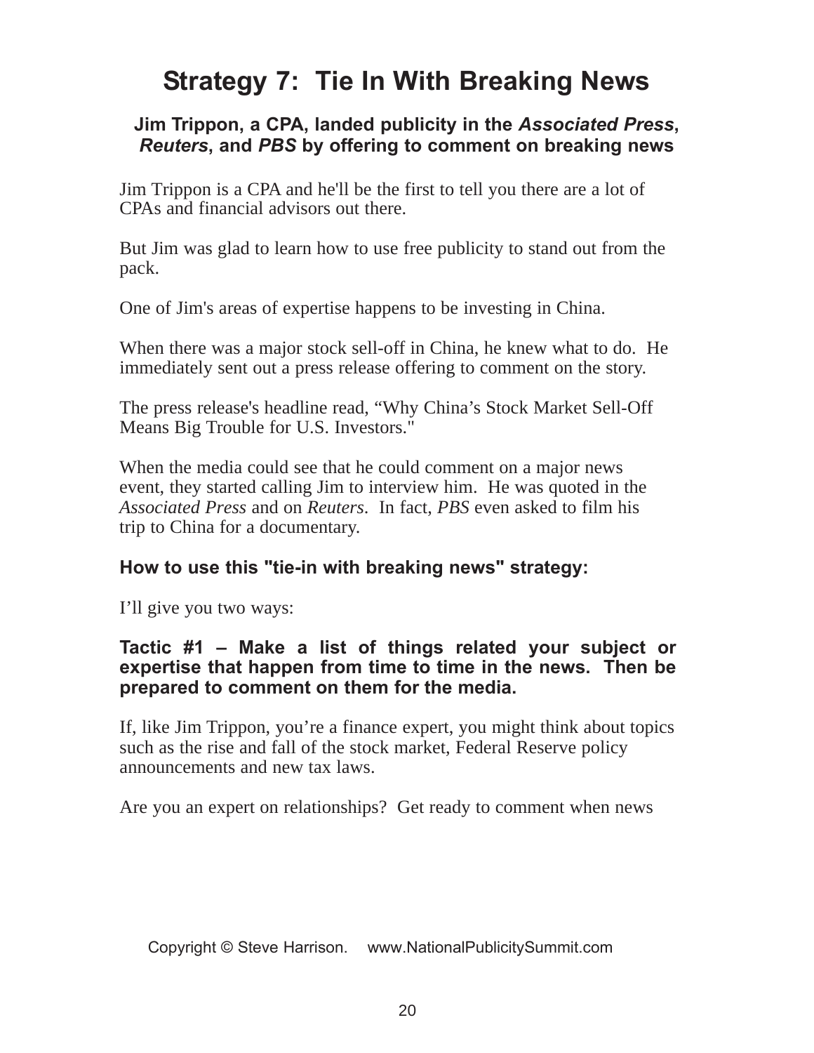# Strategy 7: Tie In With Breaking News

### Jim Trippon, a CPA, landed publicity in the *Associated Press*, *Reuters*, and *PBS* by offering to comment on breaking news

Jim Trippon is a CPA and he'll be the first to tell you there are a lot of CPAs and financial advisors out there.

But Jim was glad to learn how to use free publicity to stand out from the pack.

One of Jim's areas of expertise happens to be investing in China.

When there was a major stock sell-off in China, he knew what to do. He immediately sent out a press release offering to comment on the story.

The press release's headline read, "Why China's Stock Market Sell-Off Means Big Trouble for U.S. Investors."

When the media could see that he could comment on a major news event, they started calling Jim to interview him. He was quoted in the *Associated Press* and on *Reuters*. In fact, *PBS* even asked to film his trip to China for a documentary.

### How to use this "tie-in with breaking news" strategy:

I'll give you two ways:

**Tactic #1 – Make a list of things related your subject or expertise that happen from time to time in the news. Then be prepared to comment on them for the media.**

If, like Jim Trippon, you're a finance expert, you might think about topics such as the rise and fall of the stock market, Federal Reserve policy announcements and new tax laws.

Are you an expert on relationships? Get ready to comment when news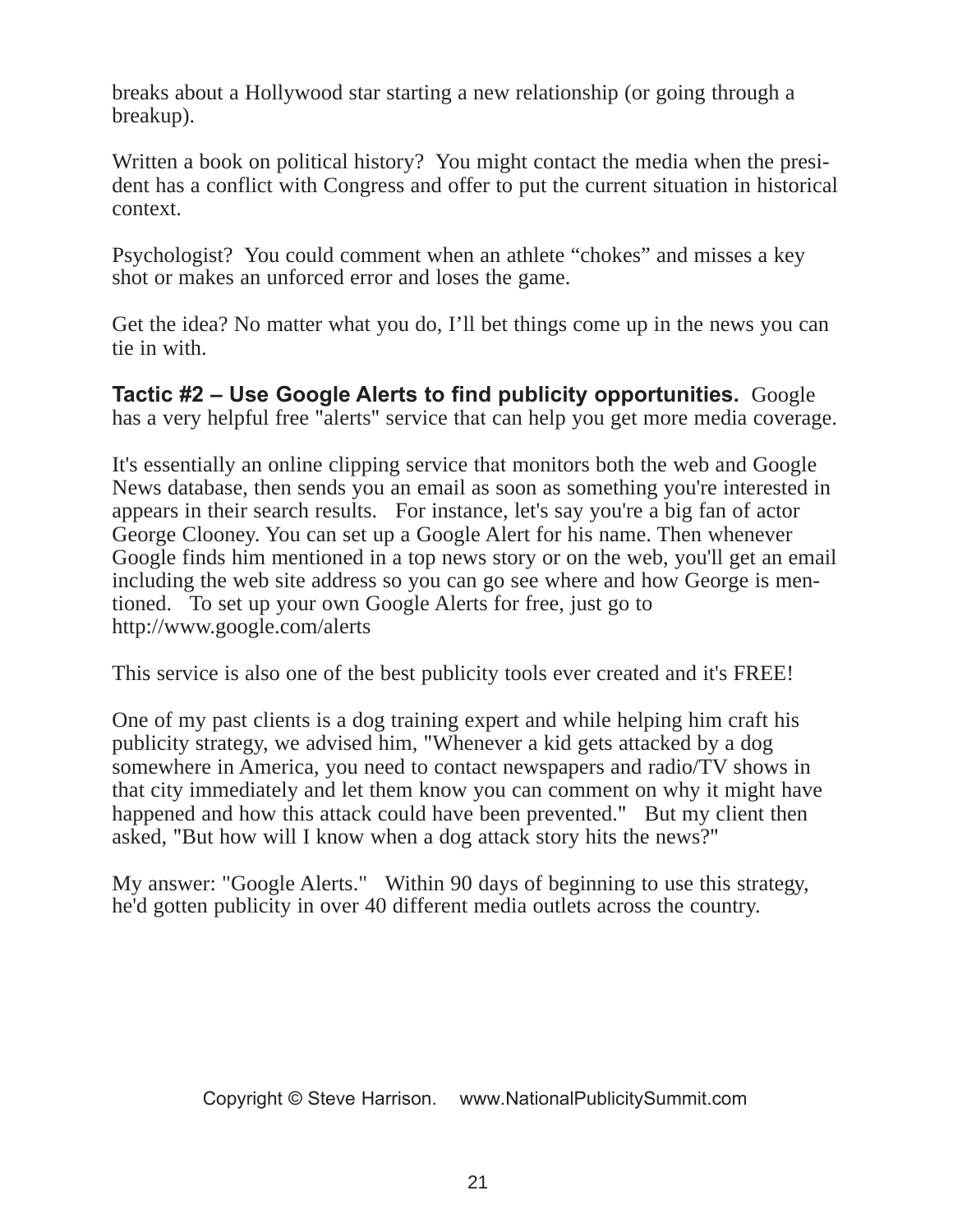breaks about a Hollywood star starting a new relationship (or going through a breakup).

Written a book on political history? You might contact the media when the president has a conflict with Congress and offer to put the current situation in historical context.

Psychologist? You could comment when an athlete "chokes" and misses a key shot or makes an unforced error and loses the game.

Get the idea? No matter what you do, I'll bet things come up in the news you can tie in with.

**Tactic #2 – Use Google Alerts to find publicity opportunities.** Google has a very helpful free "alerts" service that can help you get more media coverage.

It's essentially an online clipping service that monitors both the web and Google News database, then sends you an email as soon as something you're interested in appears in their search results. For instance, let's say you're a big fan of actor George Clooney. You can set up a Google Alert for his name. Then whenever Google finds him mentioned in a top news story or on the web, you'll get an email including the web site address so you can go see where and how George is mentioned. To set up your own Google Alerts for free, just go to http://www.google.com/alerts

This service is also one of the best publicity tools ever created and it's FREE!

One of my past clients is a dog training expert and while helping him craft his publicity strategy, we advised him, "Whenever a kid gets attacked by a dog somewhere in America, you need to contact newspapers and radio/TV shows in that city immediately and let them know you can comment on why it might have happened and how this attack could have been prevented." But my client then asked, "But how will I know when a dog attack story hits the news?"

My answer: "Google Alerts." Within 90 days of beginning to use this strategy, he'd gotten publicity in over 40 different media outlets across the country.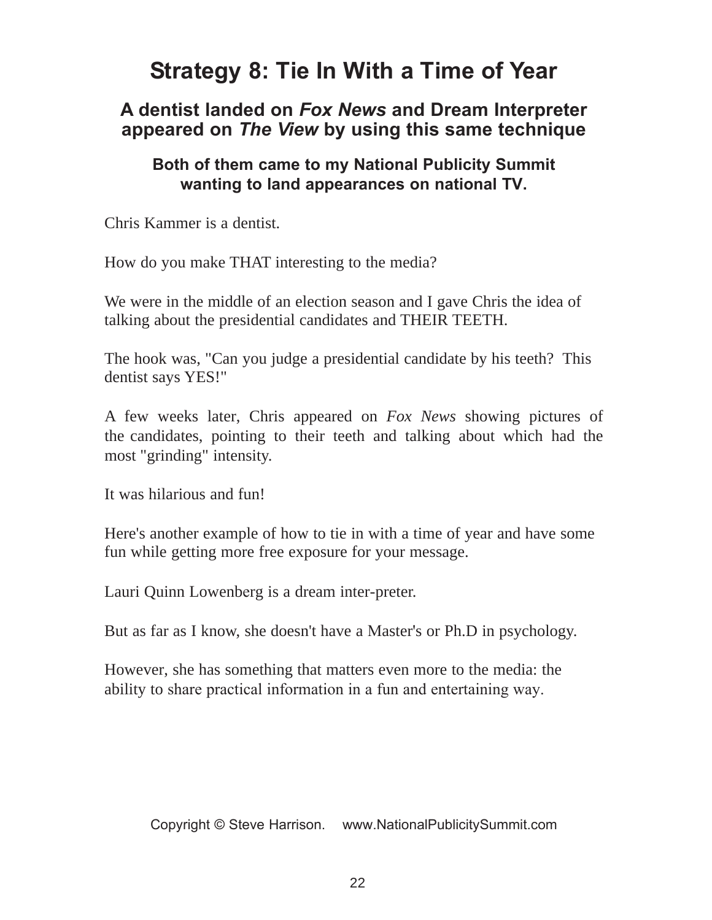# Strategy 8: Tie In With a Time of Year

## A dentist landed on *Fox News* and Dream Interpreter appeared on *The View* by using this same technique

### Both of them came to my National Publicity Summit wanting to land appearances on national TV.

Chris Kammer is a dentist.

How do you make THAT interesting to the media?

We were in the middle of an election season and I gave Chris the idea of talking about the presidential candidates and THEIR TEETH.

The hook was, "Can you judge a presidential candidate by his teeth? This dentist says YES!"

A few weeks later, Chris appeared on *Fox News* showing pictures of the candidates, pointing to their teeth and talking about which had the most "grinding" intensity.

It was hilarious and fun!

Here's another example of how to tie in with a time of year and have some fun while getting more free exposure for your message.

Lauri Quinn Lowenberg is a dream inter-preter.

But as far as I know, she doesn't have a Master's or Ph.D in psychology.

However, she has something that matters even more to the media: the ability to share practical information in a fun and entertaining way.

Copyright © Steve Harrison. www.NationalPublicitySummit.com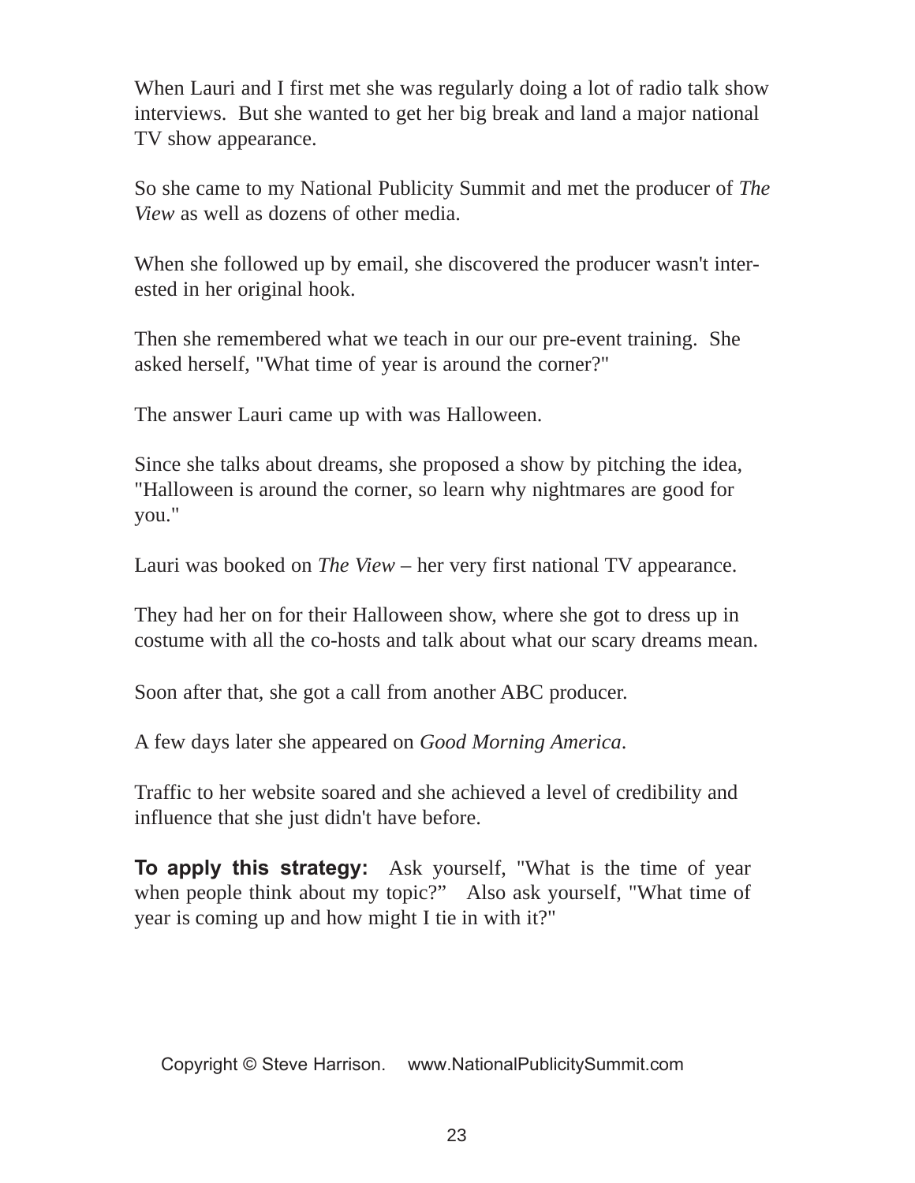When Lauri and I first met she was regularly doing a lot of radio talk show interviews. But she wanted to get her big break and land a major national TV show appearance.

So she came to my National Publicity Summit and met the producer of *The View* as well as dozens of other media.

When she followed up by email, she discovered the producer wasn't interested in her original hook.

Then she remembered what we teach in our our pre-event training. She asked herself, "What time of year is around the corner?"

The answer Lauri came up with was Halloween.

Since she talks about dreams, she proposed a show by pitching the idea, "Halloween is around the corner, so learn why nightmares are good for you."

Lauri was booked on *The View* – her very first national TV appearance.

They had her on for their Halloween show, where she got to dress up in costume with all the co-hosts and talk about what our scary dreams mean.

Soon after that, she got a call from another ABC producer.

A few days later she appeared on *Good Morning America*.

Traffic to her website soared and she achieved a level of credibility and influence that she just didn't have before.

**To apply this strategy:** Ask yourself, "What is the time of year when people think about my topic?" Also ask yourself, "What time of year is coming up and how might I tie in with it?"

Copyright © Steve Harrison. www.NationalPublicitySummit.com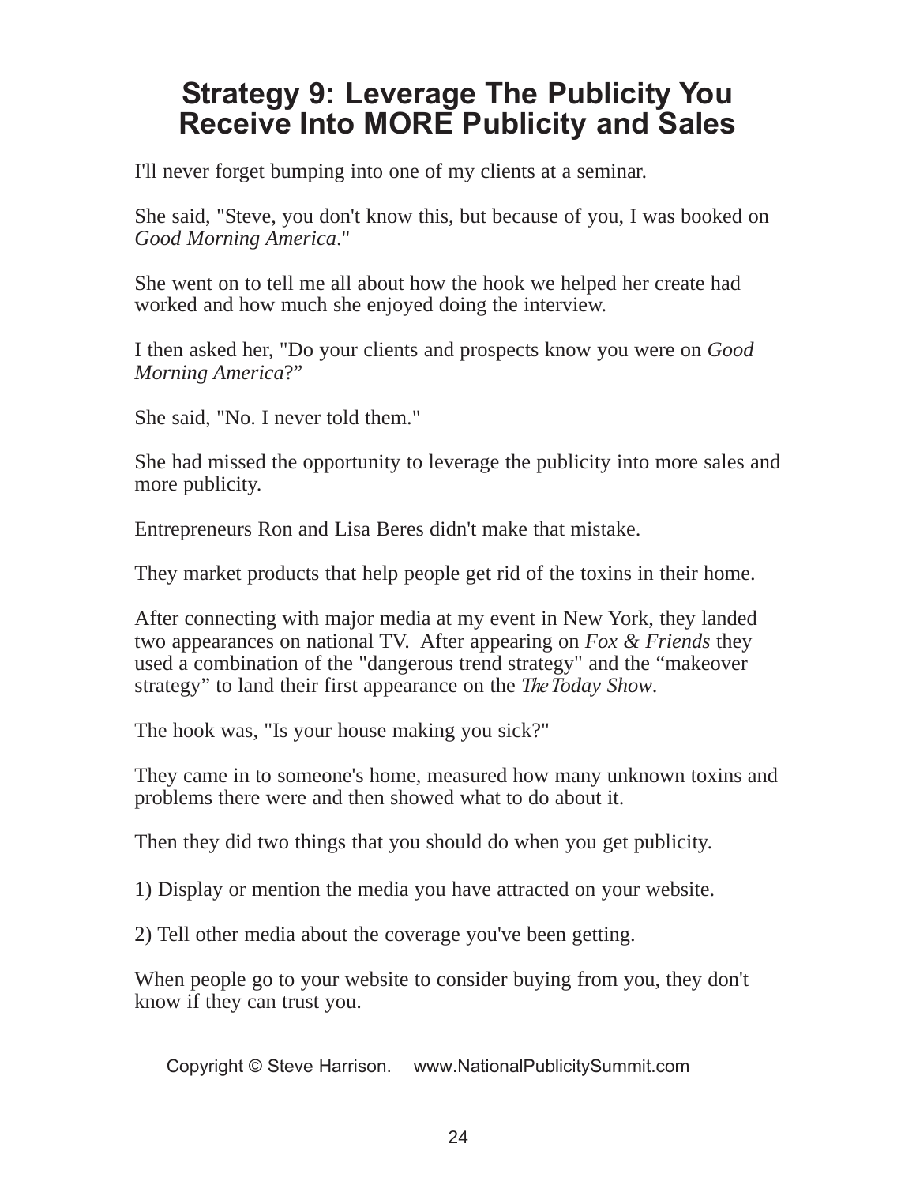# Strategy 9: Leverage The Publicity You Receive Into MORE Publicity and Sales

I'll never forget bumping into one of my clients at a seminar.

She said, "Steve, you don't know this, but because of you, I was booked on *Good Morning America*."

She went on to tell me all about how the hook we helped her create had worked and how much she enjoyed doing the interview.

I then asked her, "Do your clients and prospects know you were on *Good Morning America*?"

She said, "No. I never told them."

She had missed the opportunity to leverage the publicity into more sales and more publicity.

Entrepreneurs Ron and Lisa Beres didn't make that mistake.

They market products that help people get rid of the toxins in their home.

After connecting with major media at my event in New York, they landed two appearances on national TV. After appearing on *Fox & Friends* they used a combination of the "dangerous trend strategy" and the "makeover strategy" to land their first appearance on the *The Today Show*.

The hook was, "Is your house making you sick?"

They came in to someone's home, measured how many unknown toxins and problems there were and then showed what to do about it.

Then they did two things that you should do when you get publicity.

1) Display or mention the media you have attracted on your website.

2) Tell other media about the coverage you've been getting.

When people go to your website to consider buying from you, they don't know if they can trust you.

Copyright © Steve Harrison. www.NationalPublicitySummit.com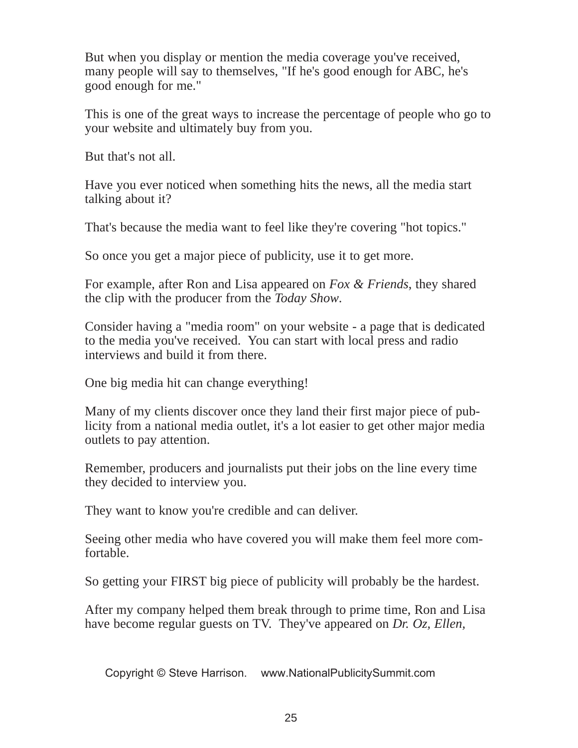But when you display or mention the media coverage you've received, many people will say to themselves, "If he's good enough for ABC, he's good enough for me."

This is one of the great ways to increase the percentage of people who go to your website and ultimately buy from you.

But that's not all.

Have you ever noticed when something hits the news, all the media start talking about it?

That's because the media want to feel like they're covering "hot topics."

So once you get a major piece of publicity, use it to get more.

For example, after Ron and Lisa appeared on *Fox & Friends*, they shared the clip with the producer from the *Today Show*.

Consider having a "media room" on your website - a page that is dedicated to the media you've received.  You can start with local press and radio interviews and build it from there.

One big media hit can change everything!

Many of my clients discover once they land their first major piece of publicity from a national media outlet, it's a lot easier to get other major media outlets to pay attention.

Remember, producers and journalists put their jobs on the line every time they decided to interview you.

They want to know you're credible and can deliver.

Seeing other media who have covered you will make them feel more comfortable.

So getting your FIRST big piece of publicity will probably be the hardest.

After my company helped them break through to prime time, Ron and Lisa have become regular guests on TV.  They've appeared on *Dr. Oz, Ellen,*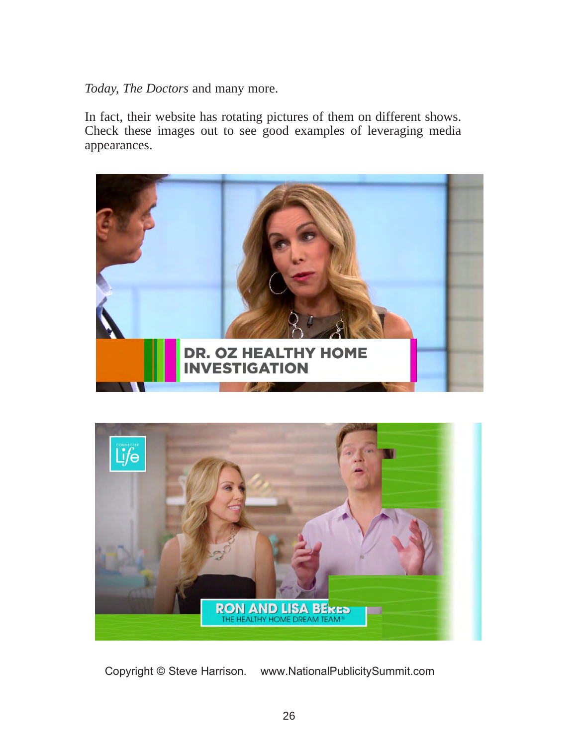*Today, The Doctors* and many more.

In fact, their website has rotating pictures of them on different shows. Check these images out to see good examples of leveraging media appearances.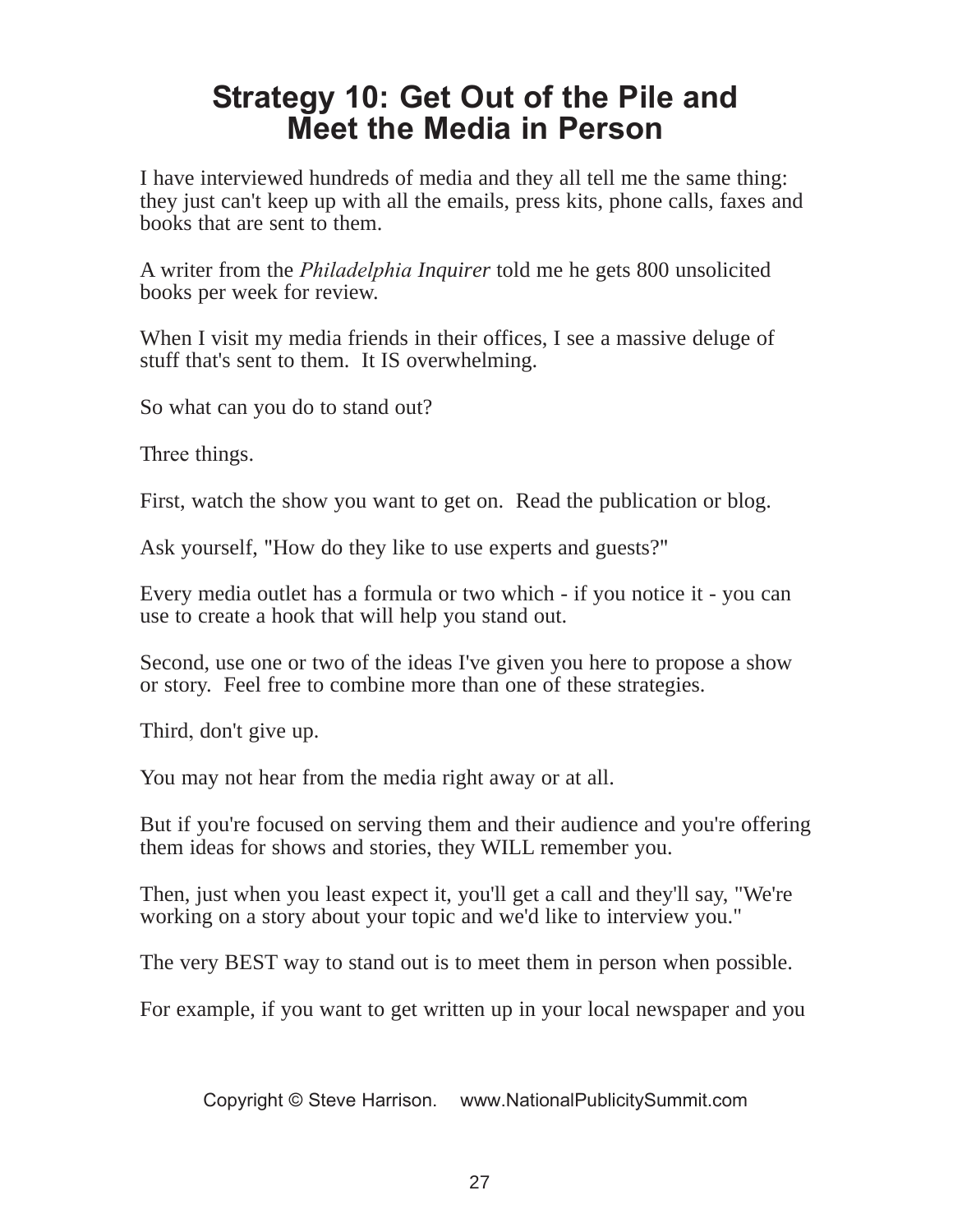# Strategy 10: Get Out of the Pile and Meet the Media in Person

I have interviewed hundreds of media and they all tell me the same thing: they just can't keep up with all the emails, press kits, phone calls, faxes and books that are sent to them.

A writer from the *Philadelphia Inquirer* told me he gets 800 unsolicited books per week for review.

When I visit my media friends in their offices, I see a massive deluge of stuff that's sent to them. It IS overwhelming.

So what can you do to stand out?

Three things.

First, watch the show you want to get on. Read the publication or blog.

Ask yourself, "How do they like to use experts and guests?"

Every media outlet has a formula or two which - if you notice it - you can use to create a hook that will help you stand out.

Second, use one or two of the ideas I've given you here to propose a show or story. Feel free to combine more than one of these strategies.

Third, don't give up.

You may not hear from the media right away or at all.

But if you're focused on serving them and their audience and you're offering them ideas for shows and stories, they WILL remember you.

Then, just when you least expect it, you'll get a call and they'll say, "We're working on a story about your topic and we'd like to interview you."

The very BEST way to stand out is to meet them in person when possible.

For example, if you want to get written up in your local newspaper and you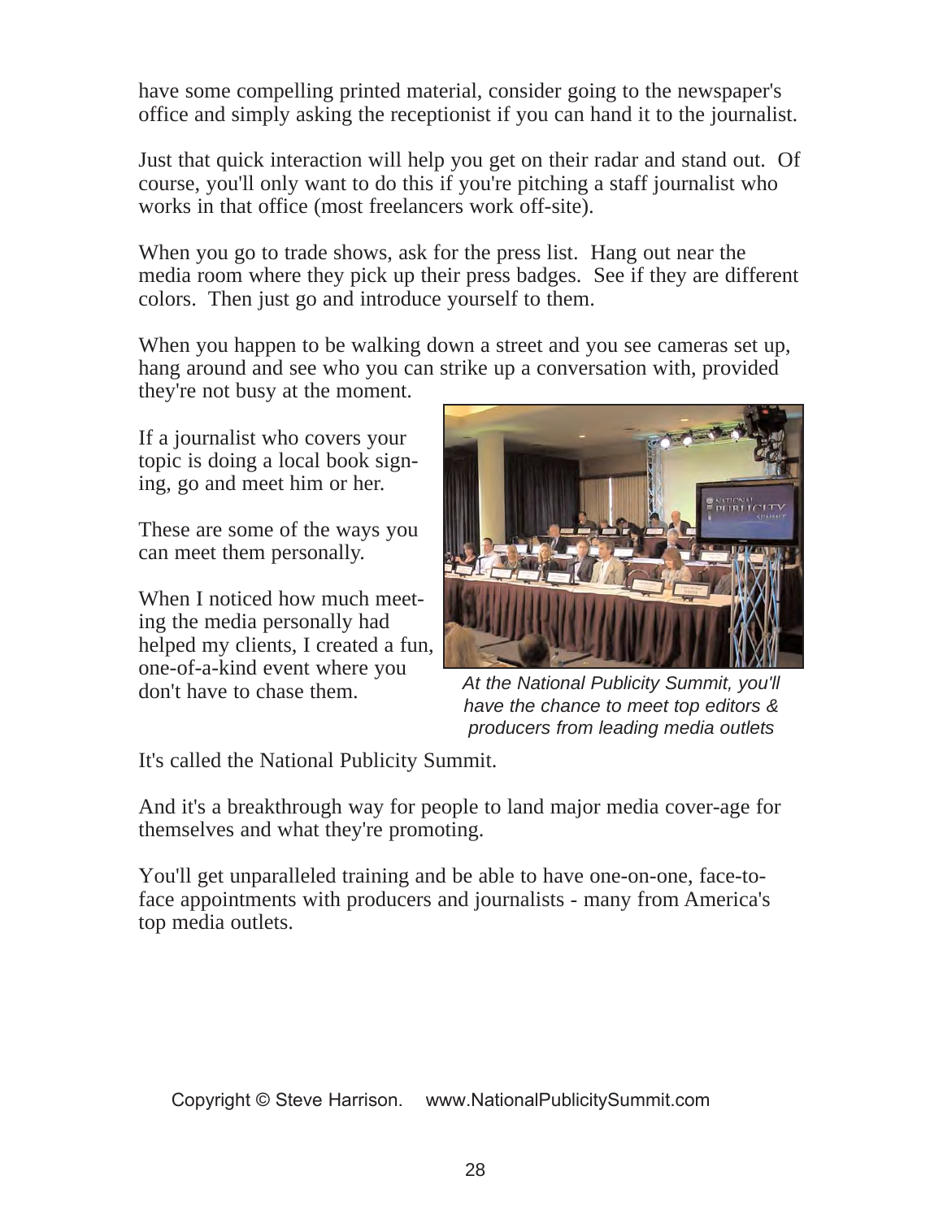have some compelling printed material, consider going to the newspaper's office and simply asking the receptionist if you can hand it to the journalist.

Just that quick interaction will help you get on their radar and stand out. Of course, you'll only want to do this if you're pitching a staff journalist who works in that office (most freelancers work off-site).

When you go to trade shows, ask for the press list. Hang out near the media room where they pick up their press badges. See if they are different colors. Then just go and introduce yourself to them.

When you happen to be walking down a street and you see cameras set up, hang around and see who you can strike up a conversation with, provided they're not busy at the moment.

If a journalist who covers your topic is doing a local book signing, go and meet him or her.

These are some of the ways you can meet them personally.

When I noticed how much meeting the media personally had helped my clients, I created a fun, one-of-a-kind event where you don't have to chase them.

*At the National Publicity Summit, you'll have the chance to meet top editors & producers from leading media outlets*

It's called the National Publicity Summit.

And it's a breakthrough way for people to land major media cover-age for themselves and what they're promoting.

You'll get unparalleled training and be able to have one-on-one, face-to-face appointments with producers and journalists - many from America's top media outlets.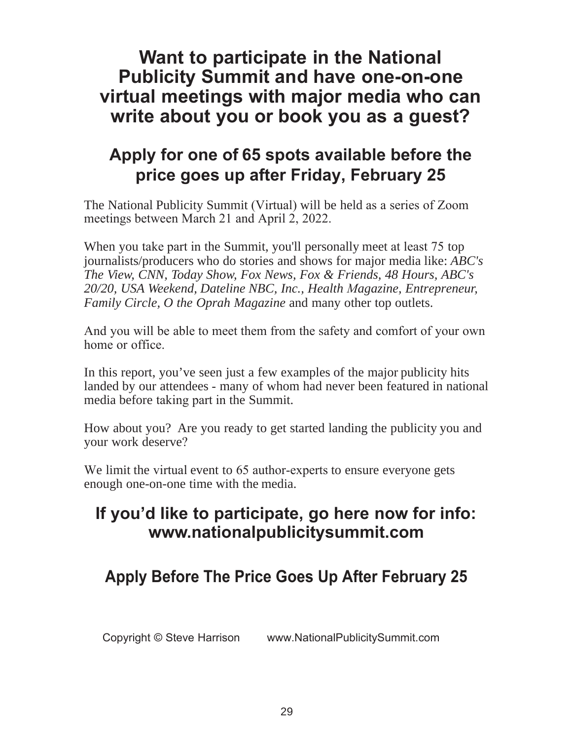# Want to participate in the National Publicity Summit and have one-on-one virtual meetings with major media who can write about you or book you as a guest?

## Apply for one of 65 spots available before the price goes up after Friday, February 25

The National Publicity Summit (Virtual) will be held as a series of Zoom meetings between March 21 and April 2, 2022.

When you take part in the Summit, you'll personally meet at least 75 top journalists/producers who do stories and shows for major media like: *ABC's The View, CNN, Today Show, Fox News, Fox & Friends, 48 Hours, ABC's 20/20, USA Weekend, Dateline NBC, Inc., Health Magazine, Entrepreneur, Family Circle, O the Oprah Magazine* and many other top outlets.

And you will be able to meet them from the safety and comfort of your own home or office.

In this report, you've seen just a few examples of the major publicity hits landed by our attendees - many of whom had never been featured in national media before taking part in the Summit.

How about you? Are you ready to get started landing the publicity you and your work deserve?

We limit the virtual event to 65 author-experts to ensure everyone gets enough one-on-one time with the media.

## If you'd like to participate, go here now for info: www.nationalpublicitysummit.com

## Apply Before The Price Goes Up After February 25

Copyright © Steve Harrison www.NationalPublicitySummit.com